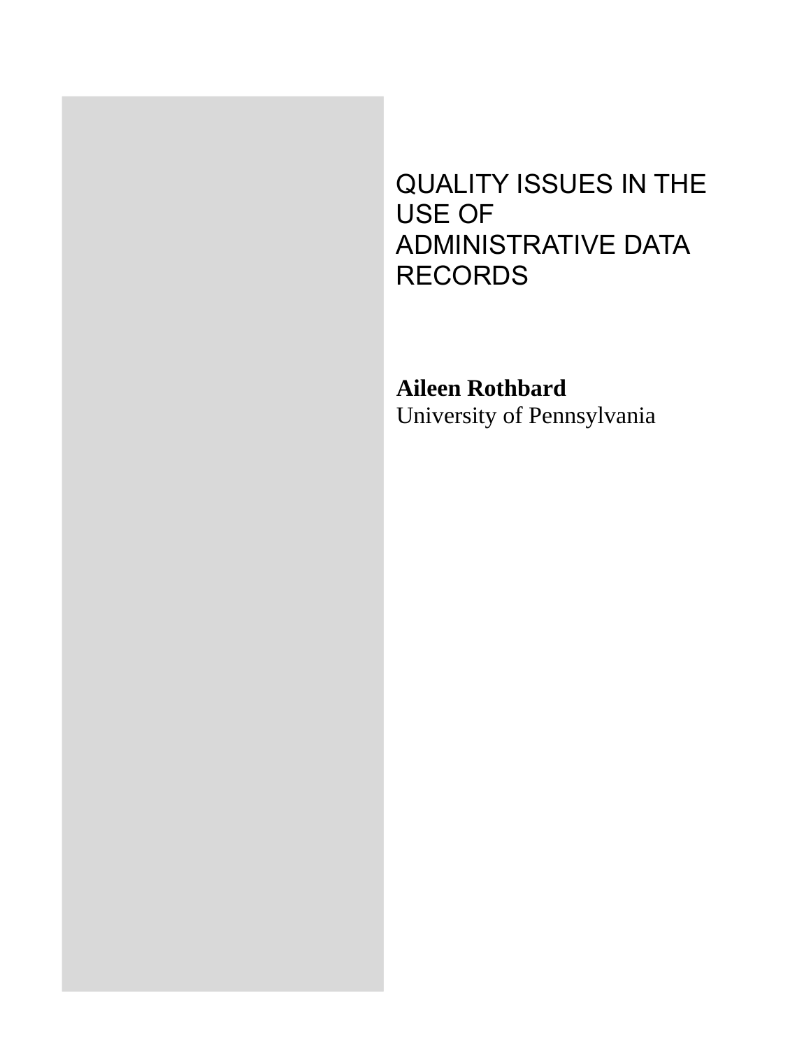# QUALITY ISSUES IN THE USE OF ADMINISTRATIVE DATA RECORDS

**Aileen Rothbard**
University of Pennsylvania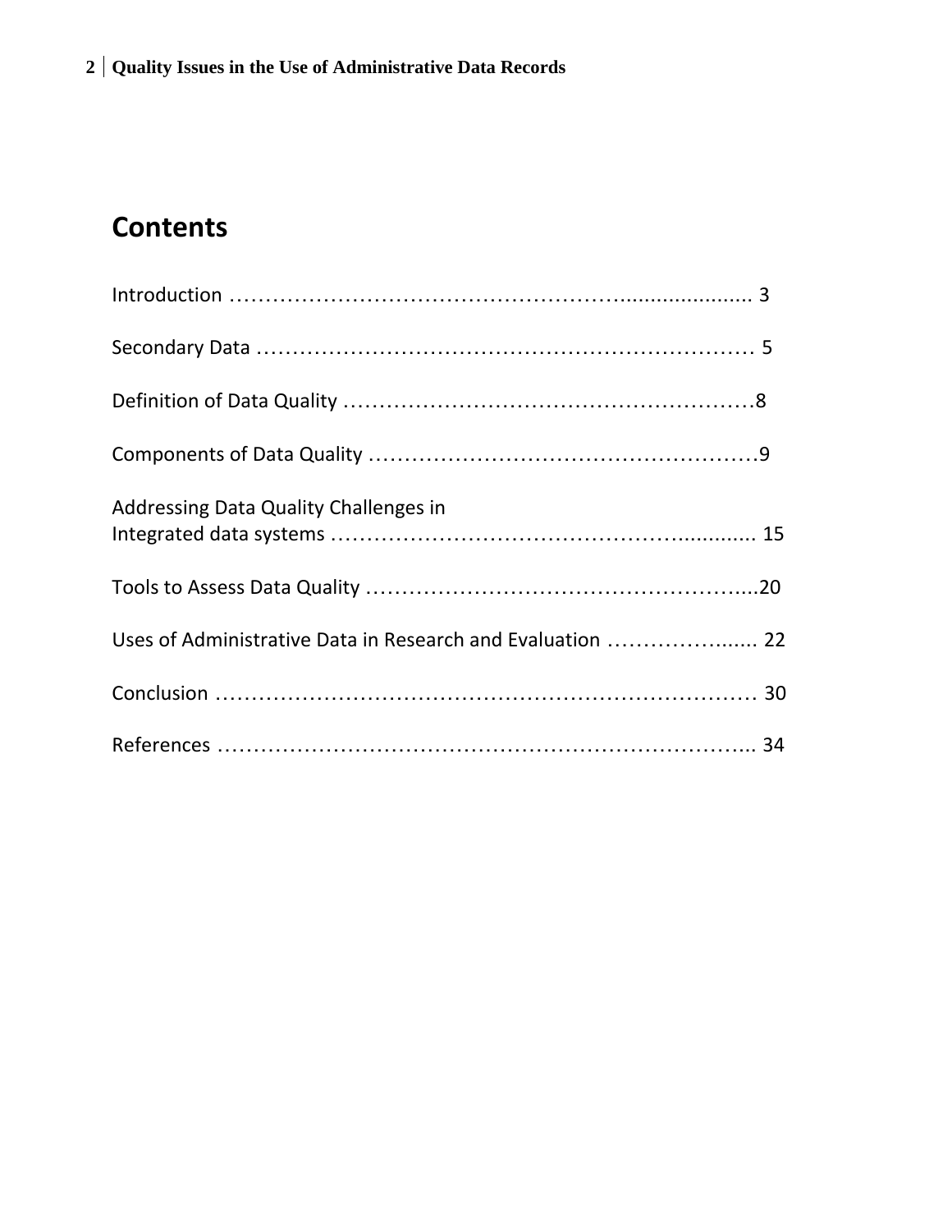# Contents

Introduction ………………………………………………….................. 3

Secondary Data …………………………………………………………… 5

Definition of Data Quality …………………………………………………8

Components of Data Quality ………………………………………………9

Addressing Data Quality Challenges in Integrated data systems …………………………………………….......... 15

Tools to Assess Data Quality ……………………………………………...20

Uses of Administrative Data in Research and Evaluation ……………...... 22

Conclusion ………………………………………………………………… 30

References ……………………………………………………………….. 34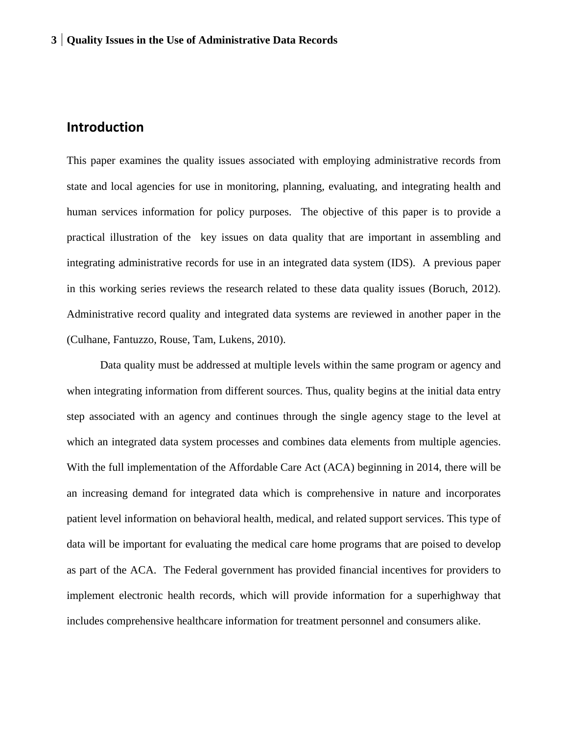## Introduction

This paper examines the quality issues associated with employing administrative records from state and local agencies for use in monitoring, planning, evaluating, and integrating health and human services information for policy purposes. The objective of this paper is to provide a practical illustration of the key issues on data quality that are important in assembling and integrating administrative records for use in an integrated data system (IDS). A previous paper in this working series reviews the research related to these data quality issues (Boruch, 2012). Administrative record quality and integrated data systems are reviewed in another paper in the (Culhane, Fantuzzo, Rouse, Tam, Lukens, 2010).

Data quality must be addressed at multiple levels within the same program or agency and when integrating information from different sources. Thus, quality begins at the initial data entry step associated with an agency and continues through the single agency stage to the level at which an integrated data system processes and combines data elements from multiple agencies. With the full implementation of the Affordable Care Act (ACA) beginning in 2014, there will be an increasing demand for integrated data which is comprehensive in nature and incorporates patient level information on behavioral health, medical, and related support services. This type of data will be important for evaluating the medical care home programs that are poised to develop as part of the ACA. The Federal government has provided financial incentives for providers to implement electronic health records, which will provide information for a superhighway that includes comprehensive healthcare information for treatment personnel and consumers alike.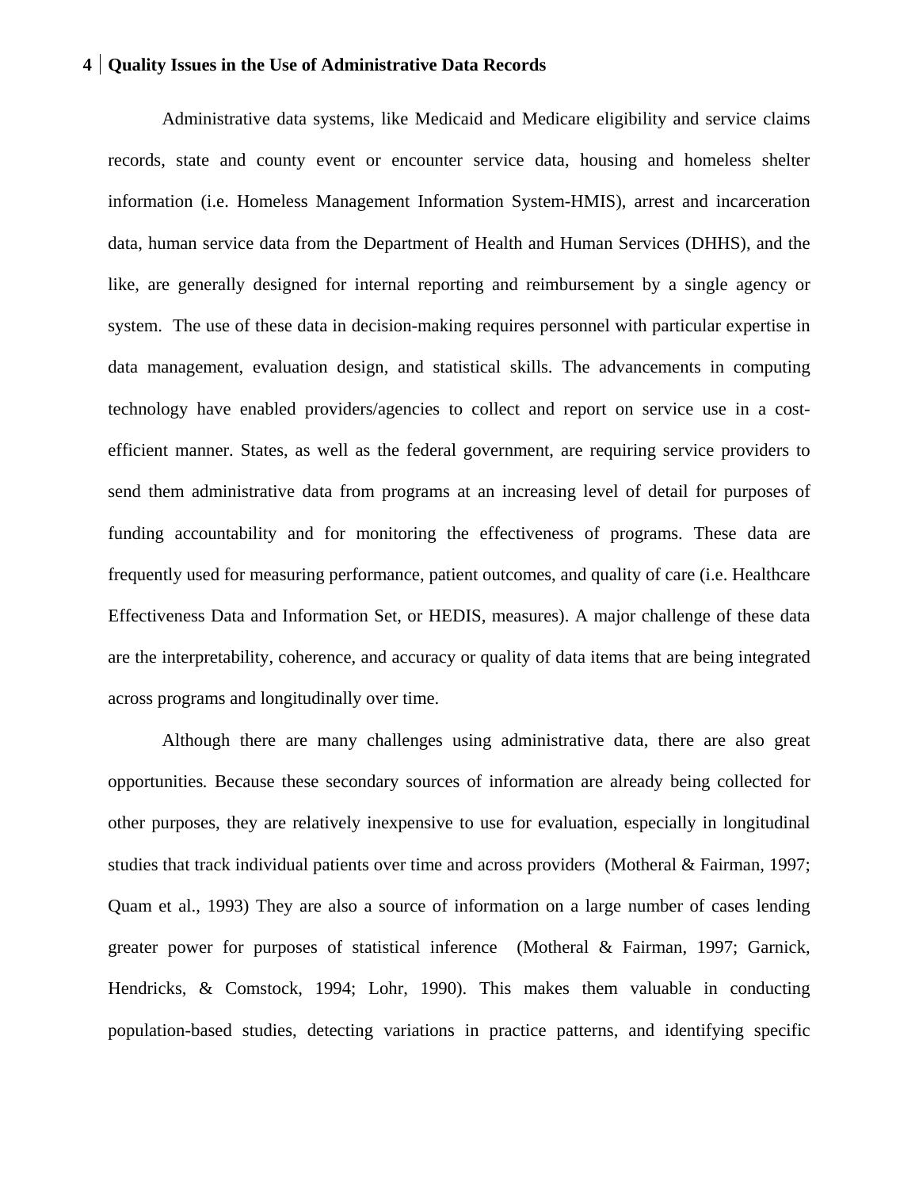Administrative data systems, like Medicaid and Medicare eligibility and service claims records, state and county event or encounter service data, housing and homeless shelter information (i.e. Homeless Management Information System-HMIS), arrest and incarceration data, human service data from the Department of Health and Human Services (DHHS), and the like, are generally designed for internal reporting and reimbursement by a single agency or system. The use of these data in decision-making requires personnel with particular expertise in data management, evaluation design, and statistical skills. The advancements in computing technology have enabled providers/agencies to collect and report on service use in a cost-efficient manner. States, as well as the federal government, are requiring service providers to send them administrative data from programs at an increasing level of detail for purposes of funding accountability and for monitoring the effectiveness of programs. These data are frequently used for measuring performance, patient outcomes, and quality of care (i.e. Healthcare Effectiveness Data and Information Set, or HEDIS, measures). A major challenge of these data are the interpretability, coherence, and accuracy or quality of data items that are being integrated across programs and longitudinally over time.

Although there are many challenges using administrative data, there are also great opportunities. Because these secondary sources of information are already being collected for other purposes, they are relatively inexpensive to use for evaluation, especially in longitudinal studies that track individual patients over time and across providers (Motheral & Fairman, 1997; Quam et al., 1993) They are also a source of information on a large number of cases lending greater power for purposes of statistical inference (Motheral & Fairman, 1997; Garnick, Hendricks, & Comstock, 1994; Lohr, 1990). This makes them valuable in conducting population-based studies, detecting variations in practice patterns, and identifying specific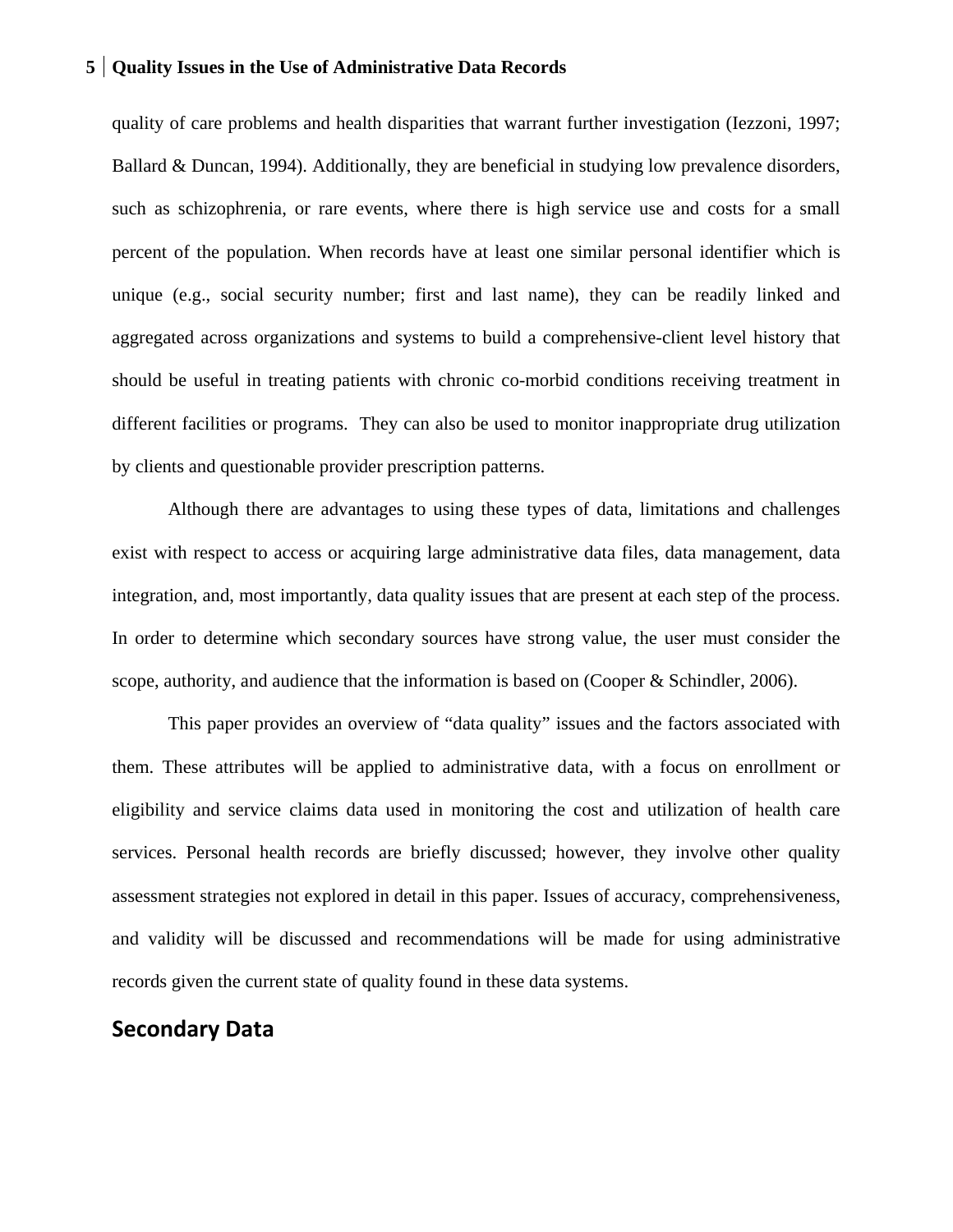quality of care problems and health disparities that warrant further investigation (Iezzoni, 1997; Ballard & Duncan, 1994). Additionally, they are beneficial in studying low prevalence disorders, such as schizophrenia, or rare events, where there is high service use and costs for a small percent of the population. When records have at least one similar personal identifier which is unique (e.g., social security number; first and last name), they can be readily linked and aggregated across organizations and systems to build a comprehensive-client level history that should be useful in treating patients with chronic co-morbid conditions receiving treatment in different facilities or programs. They can also be used to monitor inappropriate drug utilization by clients and questionable provider prescription patterns.

Although there are advantages to using these types of data, limitations and challenges exist with respect to access or acquiring large administrative data files, data management, data integration, and, most importantly, data quality issues that are present at each step of the process. In order to determine which secondary sources have strong value, the user must consider the scope, authority, and audience that the information is based on (Cooper & Schindler, 2006).

This paper provides an overview of "data quality" issues and the factors associated with them. These attributes will be applied to administrative data, with a focus on enrollment or eligibility and service claims data used in monitoring the cost and utilization of health care services. Personal health records are briefly discussed; however, they involve other quality assessment strategies not explored in detail in this paper. Issues of accuracy, comprehensiveness, and validity will be discussed and recommendations will be made for using administrative records given the current state of quality found in these data systems.

## Secondary Data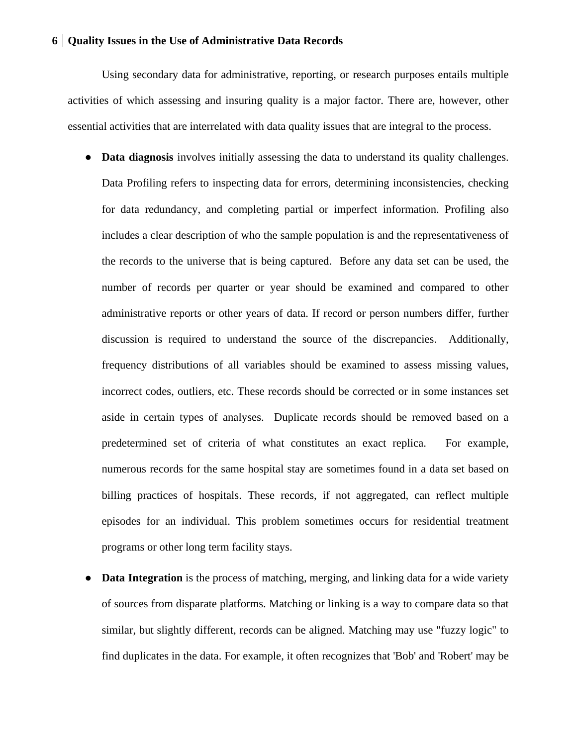Using secondary data for administrative, reporting, or research purposes entails multiple activities of which assessing and insuring quality is a major factor. There are, however, other essential activities that are interrelated with data quality issues that are integral to the process.

- **Data diagnosis** involves initially assessing the data to understand its quality challenges. Data Profiling refers to inspecting data for errors, determining inconsistencies, checking for data redundancy, and completing partial or imperfect information. Profiling also includes a clear description of who the sample population is and the representativeness of the records to the universe that is being captured. Before any data set can be used, the number of records per quarter or year should be examined and compared to other administrative reports or other years of data. If record or person numbers differ, further discussion is required to understand the source of the discrepancies. Additionally, frequency distributions of all variables should be examined to assess missing values, incorrect codes, outliers, etc. These records should be corrected or in some instances set aside in certain types of analyses. Duplicate records should be removed based on a predetermined set of criteria of what constitutes an exact replica. For example, numerous records for the same hospital stay are sometimes found in a data set based on billing practices of hospitals. These records, if not aggregated, can reflect multiple episodes for an individual. This problem sometimes occurs for residential treatment programs or other long term facility stays.

- **Data Integration** is the process of matching, merging, and linking data for a wide variety of sources from disparate platforms. Matching or linking is a way to compare data so that similar, but slightly different, records can be aligned. Matching may use "fuzzy logic" to find duplicates in the data. For example, it often recognizes that 'Bob' and 'Robert' may be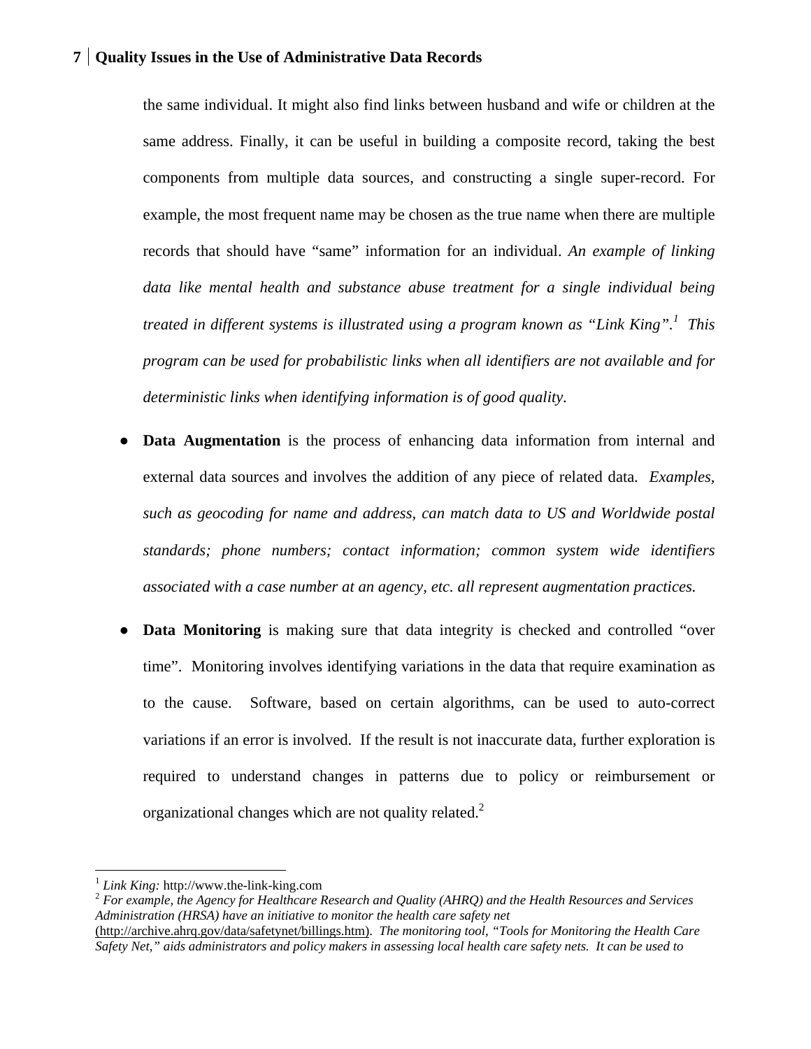the same individual. It might also find links between husband and wife or children at the same address. Finally, it can be useful in building a composite record, taking the best components from multiple data sources, and constructing a single super-record. For example, the most frequent name may be chosen as the true name when there are multiple records that should have "same" information for an individual. *An example of linking data like mental health and substance abuse treatment for a single individual being treated in different systems is illustrated using a program known as "Link King".*[1] *This program can be used for probabilistic links when all identifiers are not available and for deterministic links when identifying information is of good quality.*

- **Data Augmentation** is the process of enhancing data information from internal and external data sources and involves the addition of any piece of related data. *Examples, such as geocoding for name and address, can match data to US and Worldwide postal standards; phone numbers; contact information; common system wide identifiers associated with a case number at an agency, etc. all represent augmentation practices.*

- **Data Monitoring** is making sure that data integrity is checked and controlled "over time". Monitoring involves identifying variations in the data that require examination as to the cause. Software, based on certain algorithms, can be used to auto-correct variations if an error is involved. If the result is not inaccurate data, further exploration is required to understand changes in patterns due to policy or reimbursement or organizational changes which are not quality related.[2]

---

[1] *Link King:* http://www.the-link-king.com

[2] *For example, the Agency for Healthcare Research and Quality (AHRQ) and the Health Resources and Services Administration (HRSA) have an initiative to monitor the health care safety net* (http://archive.ahrq.gov/data/safetynet/billings.htm). *The monitoring tool, "Tools for Monitoring the Health Care Safety Net," aids administrators and policy makers in assessing local health care safety nets. It can be used to*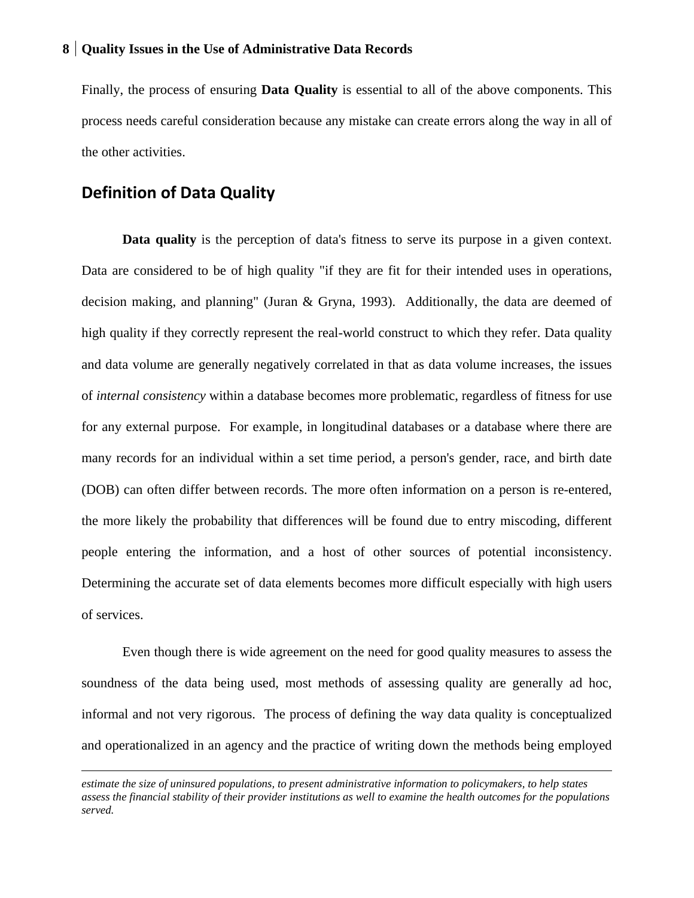Finally, the process of ensuring **Data Quality** is essential to all of the above components. This process needs careful consideration because any mistake can create errors along the way in all of the other activities.

## Definition of Data Quality

**Data quality** is the perception of data's fitness to serve its purpose in a given context. Data are considered to be of high quality "if they are fit for their intended uses in operations, decision making, and planning" (Juran & Gryna, 1993). Additionally, the data are deemed of high quality if they correctly represent the real-world construct to which they refer. Data quality and data volume are generally negatively correlated in that as data volume increases, the issues of *internal consistency* within a database becomes more problematic, regardless of fitness for use for any external purpose. For example, in longitudinal databases or a database where there are many records for an individual within a set time period, a person's gender, race, and birth date (DOB) can often differ between records. The more often information on a person is re-entered, the more likely the probability that differences will be found due to entry miscoding, different people entering the information, and a host of other sources of potential inconsistency. Determining the accurate set of data elements becomes more difficult especially with high users of services.

Even though there is wide agreement on the need for good quality measures to assess the soundness of the data being used, most methods of assessing quality are generally ad hoc, informal and not very rigorous. The process of defining the way data quality is conceptualized and operationalized in an agency and the practice of writing down the methods being employed

---

*estimate the size of uninsured populations, to present administrative information to policymakers, to help states assess the financial stability of their provider institutions as well to examine the health outcomes for the populations served.*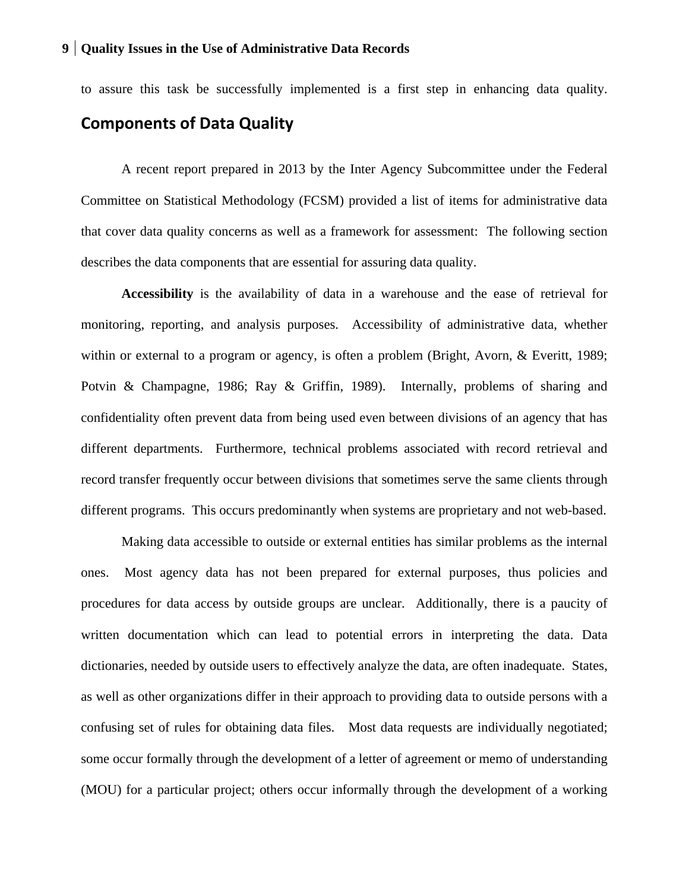to assure this task be successfully implemented is a first step in enhancing data quality.

## Components of Data Quality

A recent report prepared in 2013 by the Inter Agency Subcommittee under the Federal Committee on Statistical Methodology (FCSM) provided a list of items for administrative data that cover data quality concerns as well as a framework for assessment: The following section describes the data components that are essential for assuring data quality.

**Accessibility** is the availability of data in a warehouse and the ease of retrieval for monitoring, reporting, and analysis purposes. Accessibility of administrative data, whether within or external to a program or agency, is often a problem (Bright, Avorn, & Everitt, 1989; Potvin & Champagne, 1986; Ray & Griffin, 1989). Internally, problems of sharing and confidentiality often prevent data from being used even between divisions of an agency that has different departments. Furthermore, technical problems associated with record retrieval and record transfer frequently occur between divisions that sometimes serve the same clients through different programs. This occurs predominantly when systems are proprietary and not web-based.

Making data accessible to outside or external entities has similar problems as the internal ones. Most agency data has not been prepared for external purposes, thus policies and procedures for data access by outside groups are unclear. Additionally, there is a paucity of written documentation which can lead to potential errors in interpreting the data. Data dictionaries, needed by outside users to effectively analyze the data, are often inadequate. States, as well as other organizations differ in their approach to providing data to outside persons with a confusing set of rules for obtaining data files. Most data requests are individually negotiated; some occur formally through the development of a letter of agreement or memo of understanding (MOU) for a particular project; others occur informally through the development of a working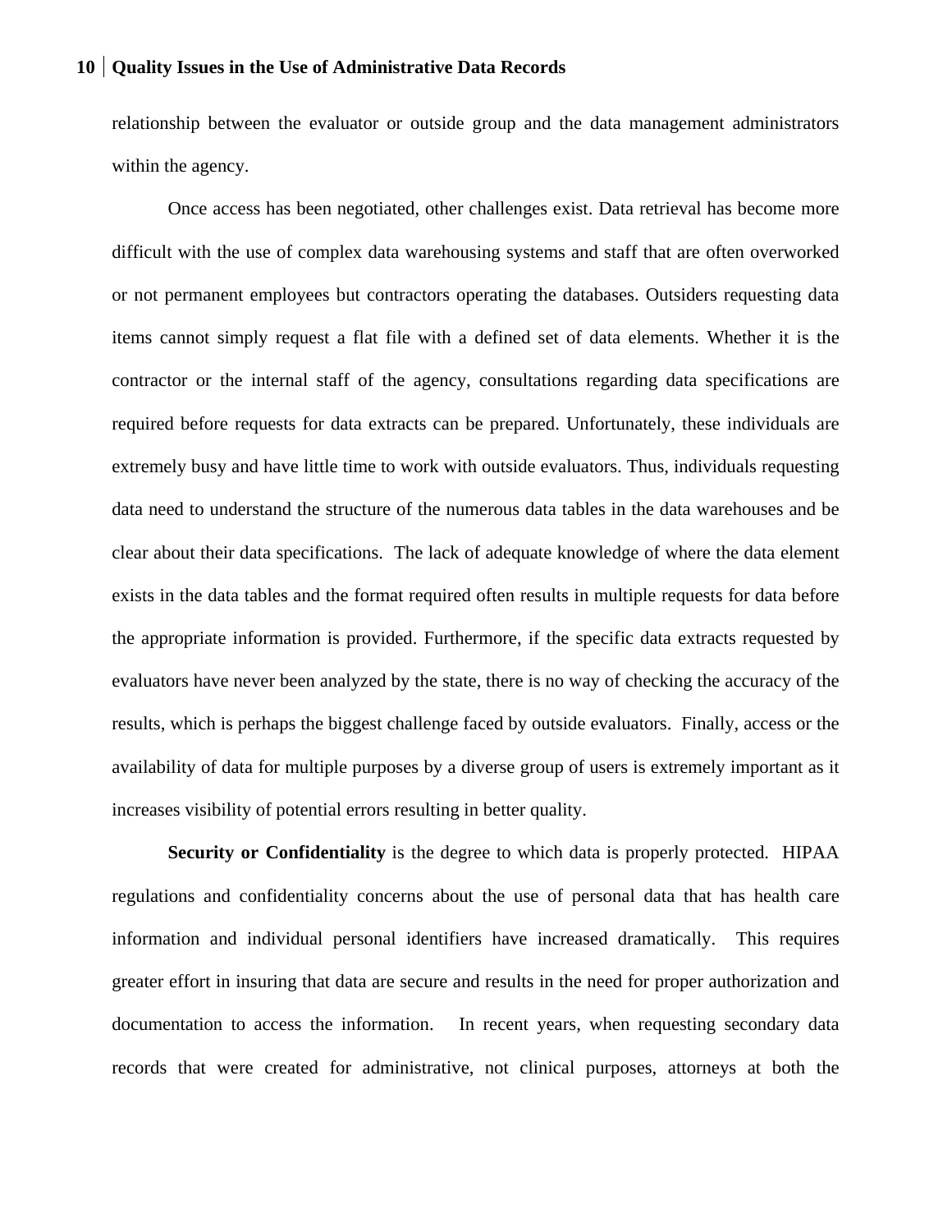relationship between the evaluator or outside group and the data management administrators within the agency.

Once access has been negotiated, other challenges exist. Data retrieval has become more difficult with the use of complex data warehousing systems and staff that are often overworked or not permanent employees but contractors operating the databases. Outsiders requesting data items cannot simply request a flat file with a defined set of data elements. Whether it is the contractor or the internal staff of the agency, consultations regarding data specifications are required before requests for data extracts can be prepared. Unfortunately, these individuals are extremely busy and have little time to work with outside evaluators. Thus, individuals requesting data need to understand the structure of the numerous data tables in the data warehouses and be clear about their data specifications. The lack of adequate knowledge of where the data element exists in the data tables and the format required often results in multiple requests for data before the appropriate information is provided. Furthermore, if the specific data extracts requested by evaluators have never been analyzed by the state, there is no way of checking the accuracy of the results, which is perhaps the biggest challenge faced by outside evaluators. Finally, access or the availability of data for multiple purposes by a diverse group of users is extremely important as it increases visibility of potential errors resulting in better quality.

**Security or Confidentiality** is the degree to which data is properly protected. HIPAA regulations and confidentiality concerns about the use of personal data that has health care information and individual personal identifiers have increased dramatically. This requires greater effort in insuring that data are secure and results in the need for proper authorization and documentation to access the information. In recent years, when requesting secondary data records that were created for administrative, not clinical purposes, attorneys at both the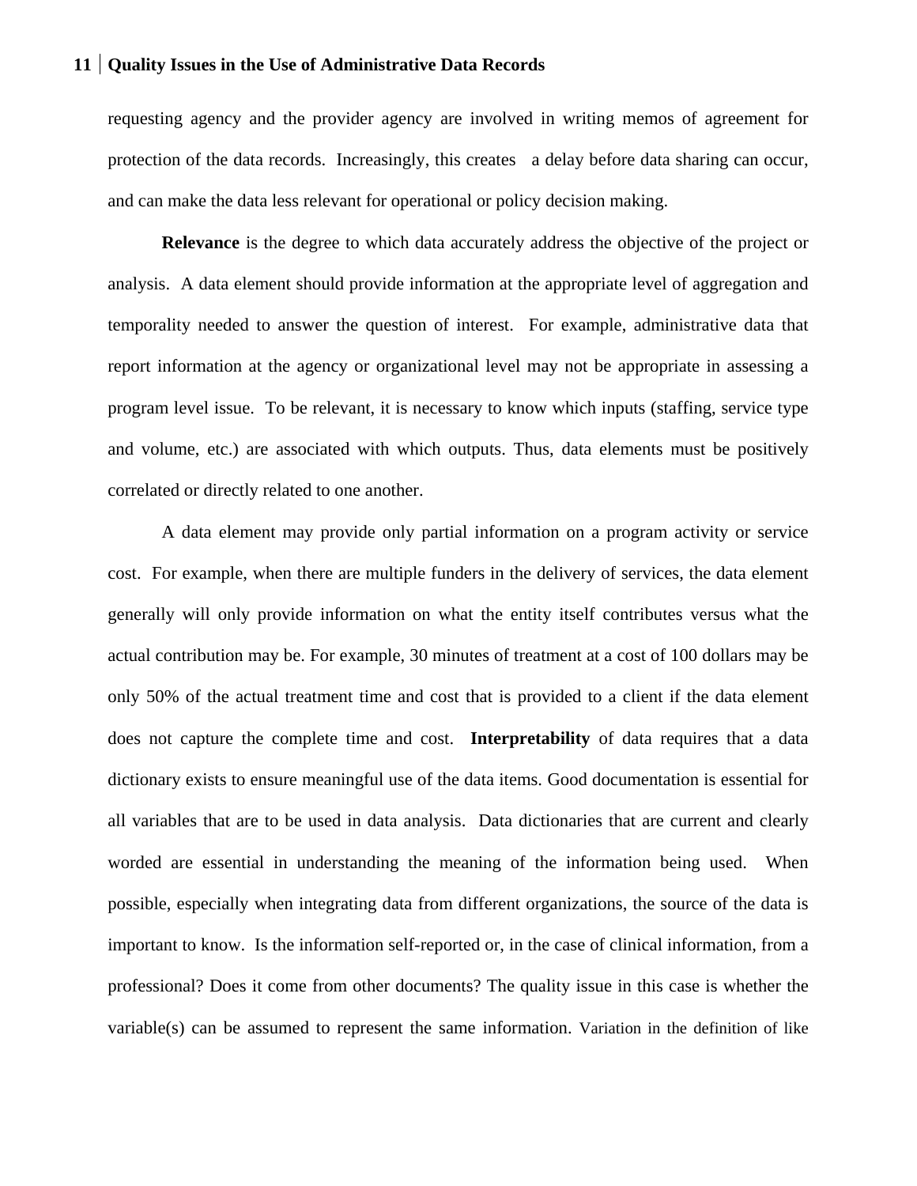requesting agency and the provider agency are involved in writing memos of agreement for protection of the data records. Increasingly, this creates a delay before data sharing can occur, and can make the data less relevant for operational or policy decision making.

**Relevance** is the degree to which data accurately address the objective of the project or analysis. A data element should provide information at the appropriate level of aggregation and temporality needed to answer the question of interest. For example, administrative data that report information at the agency or organizational level may not be appropriate in assessing a program level issue. To be relevant, it is necessary to know which inputs (staffing, service type and volume, etc.) are associated with which outputs. Thus, data elements must be positively correlated or directly related to one another.

A data element may provide only partial information on a program activity or service cost. For example, when there are multiple funders in the delivery of services, the data element generally will only provide information on what the entity itself contributes versus what the actual contribution may be. For example, 30 minutes of treatment at a cost of 100 dollars may be only 50% of the actual treatment time and cost that is provided to a client if the data element does not capture the complete time and cost. **Interpretability** of data requires that a data dictionary exists to ensure meaningful use of the data items. Good documentation is essential for all variables that are to be used in data analysis. Data dictionaries that are current and clearly worded are essential in understanding the meaning of the information being used. When possible, especially when integrating data from different organizations, the source of the data is important to know. Is the information self-reported or, in the case of clinical information, from a professional? Does it come from other documents? The quality issue in this case is whether the variable(s) can be assumed to represent the same information. Variation in the definition of like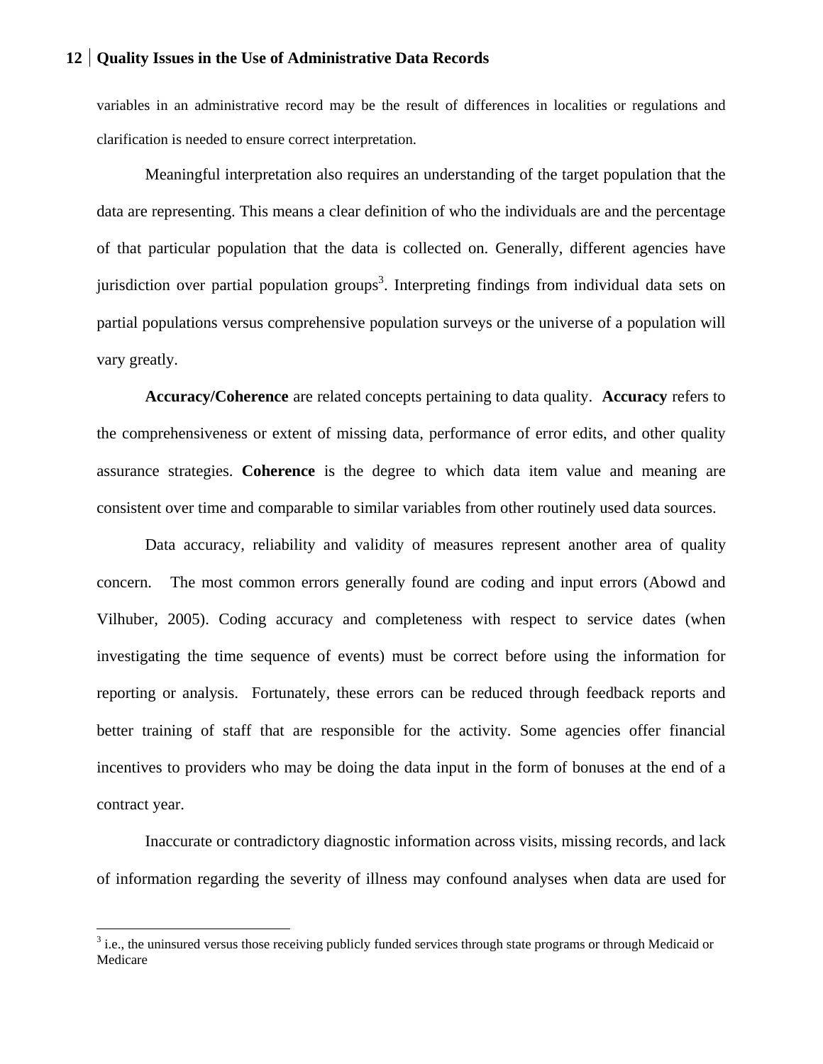variables in an administrative record may be the result of differences in localities or regulations and clarification is needed to ensure correct interpretation.

Meaningful interpretation also requires an understanding of the target population that the data are representing. This means a clear definition of who the individuals are and the percentage of that particular population that the data is collected on. Generally, different agencies have jurisdiction over partial population groups[3]. Interpreting findings from individual data sets on partial populations versus comprehensive population surveys or the universe of a population will vary greatly.

**Accuracy/Coherence** are related concepts pertaining to data quality. **Accuracy** refers to the comprehensiveness or extent of missing data, performance of error edits, and other quality assurance strategies. **Coherence** is the degree to which data item value and meaning are consistent over time and comparable to similar variables from other routinely used data sources.

Data accuracy, reliability and validity of measures represent another area of quality concern. The most common errors generally found are coding and input errors (Abowd and Vilhuber, 2005). Coding accuracy and completeness with respect to service dates (when investigating the time sequence of events) must be correct before using the information for reporting or analysis. Fortunately, these errors can be reduced through feedback reports and better training of staff that are responsible for the activity. Some agencies offer financial incentives to providers who may be doing the data input in the form of bonuses at the end of a contract year.

Inaccurate or contradictory diagnostic information across visits, missing records, and lack of information regarding the severity of illness may confound analyses when data are used for

---

[3] i.e., the uninsured versus those receiving publicly funded services through state programs or through Medicaid or Medicare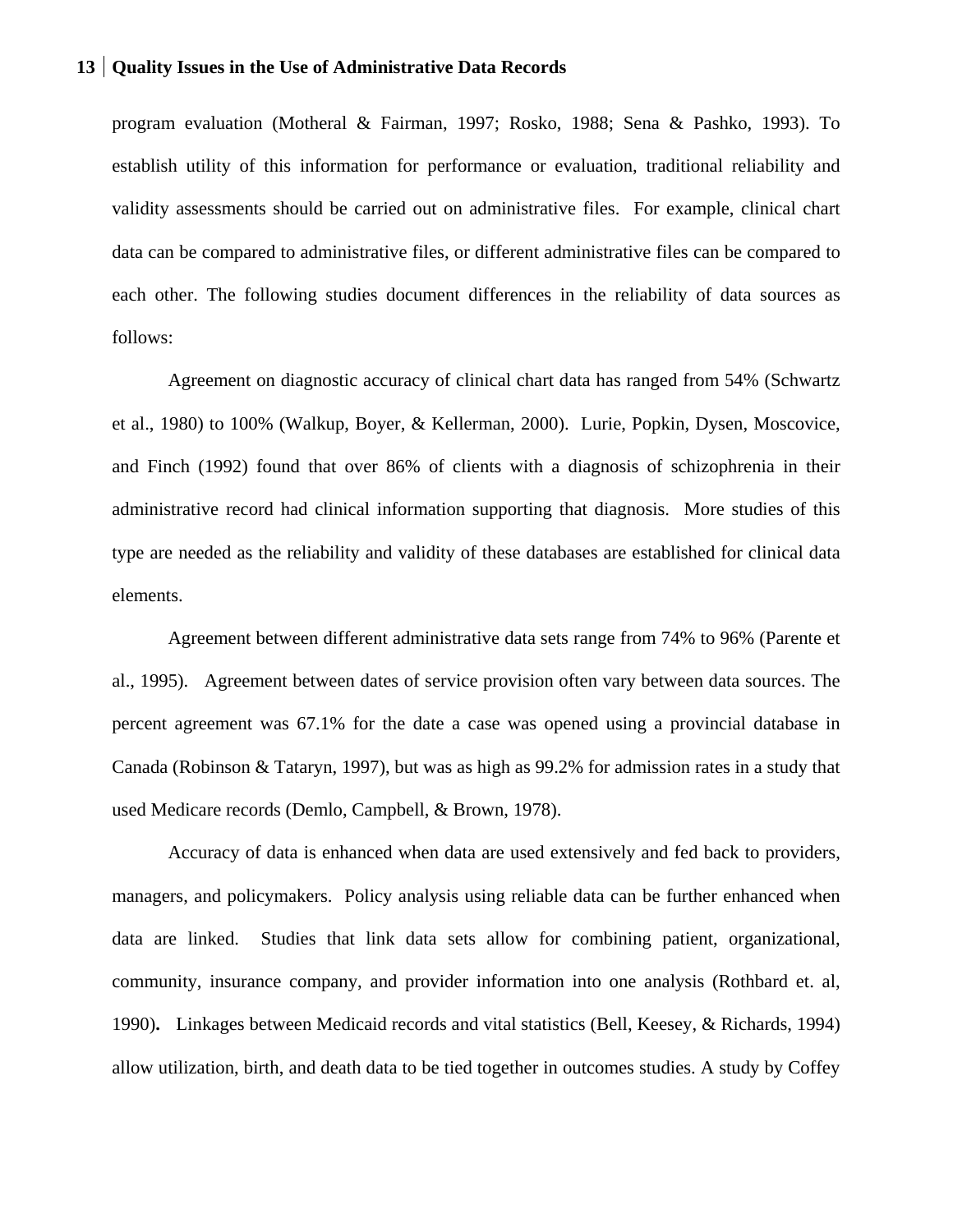program evaluation (Motheral & Fairman, 1997; Rosko, 1988; Sena & Pashko, 1993). To establish utility of this information for performance or evaluation, traditional reliability and validity assessments should be carried out on administrative files. For example, clinical chart data can be compared to administrative files, or different administrative files can be compared to each other. The following studies document differences in the reliability of data sources as follows:

Agreement on diagnostic accuracy of clinical chart data has ranged from 54% (Schwartz et al., 1980) to 100% (Walkup, Boyer, & Kellerman, 2000). Lurie, Popkin, Dysen, Moscovice, and Finch (1992) found that over 86% of clients with a diagnosis of schizophrenia in their administrative record had clinical information supporting that diagnosis. More studies of this type are needed as the reliability and validity of these databases are established for clinical data elements.

Agreement between different administrative data sets range from 74% to 96% (Parente et al., 1995). Agreement between dates of service provision often vary between data sources. The percent agreement was 67.1% for the date a case was opened using a provincial database in Canada (Robinson & Tataryn, 1997), but was as high as 99.2% for admission rates in a study that used Medicare records (Demlo, Campbell, & Brown, 1978).

Accuracy of data is enhanced when data are used extensively and fed back to providers, managers, and policymakers. Policy analysis using reliable data can be further enhanced when data are linked. Studies that link data sets allow for combining patient, organizational, community, insurance company, and provider information into one analysis (Rothbard et. al, 1990). Linkages between Medicaid records and vital statistics (Bell, Keesey, & Richards, 1994) allow utilization, birth, and death data to be tied together in outcomes studies. A study by Coffey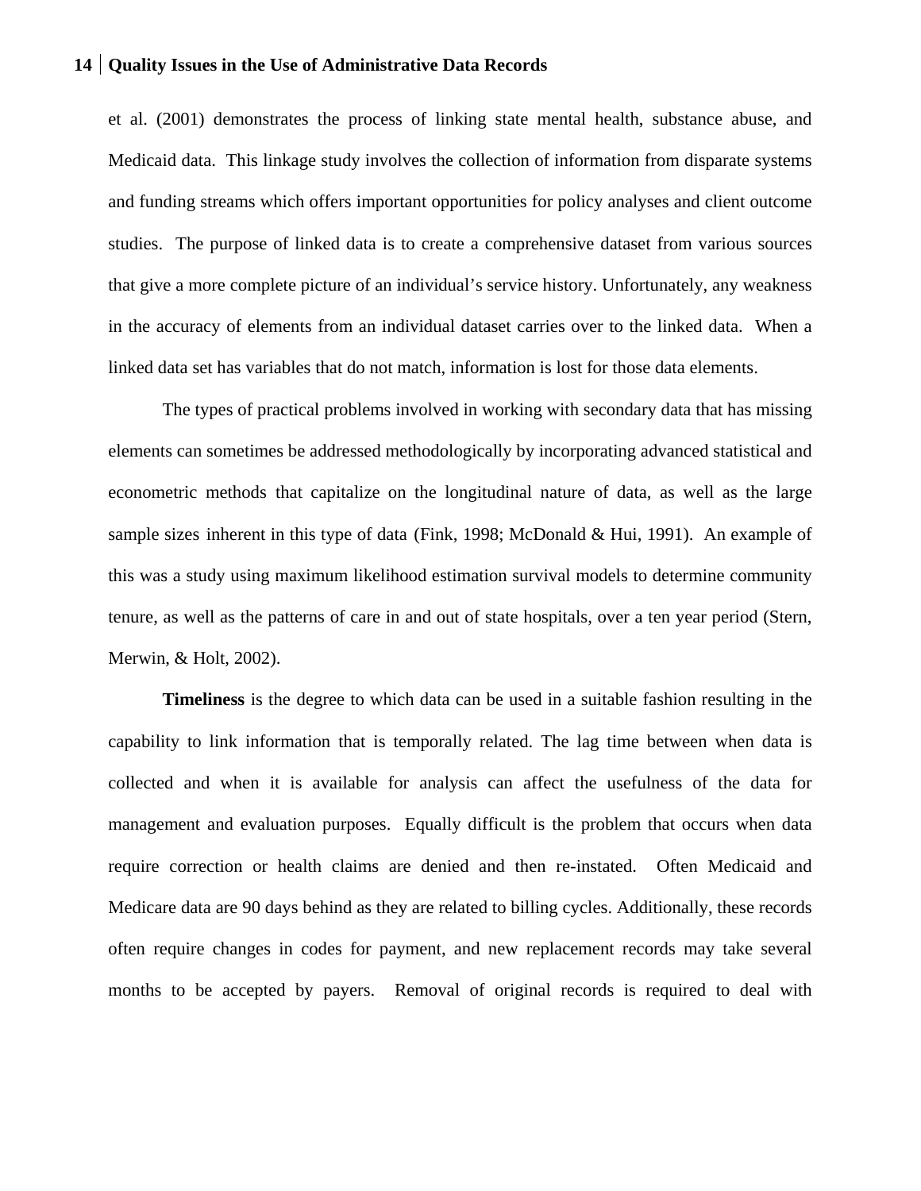et al. (2001) demonstrates the process of linking state mental health, substance abuse, and Medicaid data. This linkage study involves the collection of information from disparate systems and funding streams which offers important opportunities for policy analyses and client outcome studies. The purpose of linked data is to create a comprehensive dataset from various sources that give a more complete picture of an individual's service history. Unfortunately, any weakness in the accuracy of elements from an individual dataset carries over to the linked data. When a linked data set has variables that do not match, information is lost for those data elements.

The types of practical problems involved in working with secondary data that has missing elements can sometimes be addressed methodologically by incorporating advanced statistical and econometric methods that capitalize on the longitudinal nature of data, as well as the large sample sizes inherent in this type of data (Fink, 1998; McDonald & Hui, 1991). An example of this was a study using maximum likelihood estimation survival models to determine community tenure, as well as the patterns of care in and out of state hospitals, over a ten year period (Stern, Merwin, & Holt, 2002).

**Timeliness** is the degree to which data can be used in a suitable fashion resulting in the capability to link information that is temporally related. The lag time between when data is collected and when it is available for analysis can affect the usefulness of the data for management and evaluation purposes. Equally difficult is the problem that occurs when data require correction or health claims are denied and then re-instated. Often Medicaid and Medicare data are 90 days behind as they are related to billing cycles. Additionally, these records often require changes in codes for payment, and new replacement records may take several months to be accepted by payers. Removal of original records is required to deal with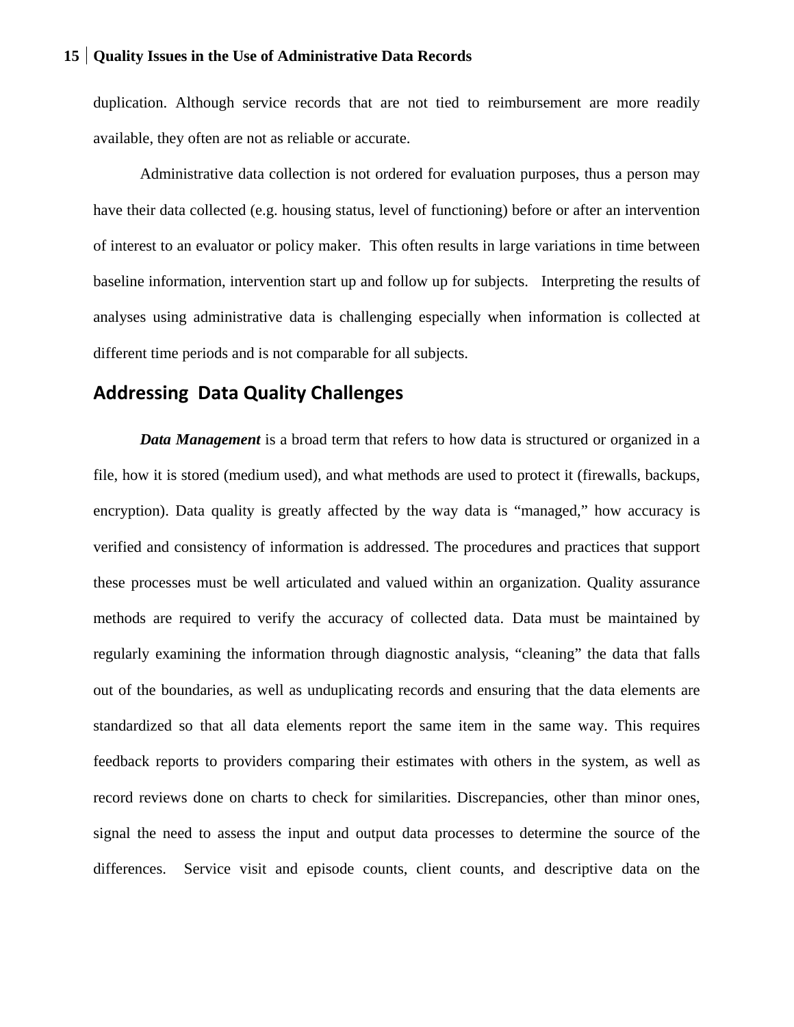duplication. Although service records that are not tied to reimbursement are more readily available, they often are not as reliable or accurate.

Administrative data collection is not ordered for evaluation purposes, thus a person may have their data collected (e.g. housing status, level of functioning) before or after an intervention of interest to an evaluator or policy maker. This often results in large variations in time between baseline information, intervention start up and follow up for subjects. Interpreting the results of analyses using administrative data is challenging especially when information is collected at different time periods and is not comparable for all subjects.

## Addressing Data Quality Challenges

***Data Management*** is a broad term that refers to how data is structured or organized in a file, how it is stored (medium used), and what methods are used to protect it (firewalls, backups, encryption). Data quality is greatly affected by the way data is "managed," how accuracy is verified and consistency of information is addressed. The procedures and practices that support these processes must be well articulated and valued within an organization. Quality assurance methods are required to verify the accuracy of collected data. Data must be maintained by regularly examining the information through diagnostic analysis, "cleaning" the data that falls out of the boundaries, as well as unduplicating records and ensuring that the data elements are standardized so that all data elements report the same item in the same way. This requires feedback reports to providers comparing their estimates with others in the system, as well as record reviews done on charts to check for similarities. Discrepancies, other than minor ones, signal the need to assess the input and output data processes to determine the source of the differences. Service visit and episode counts, client counts, and descriptive data on the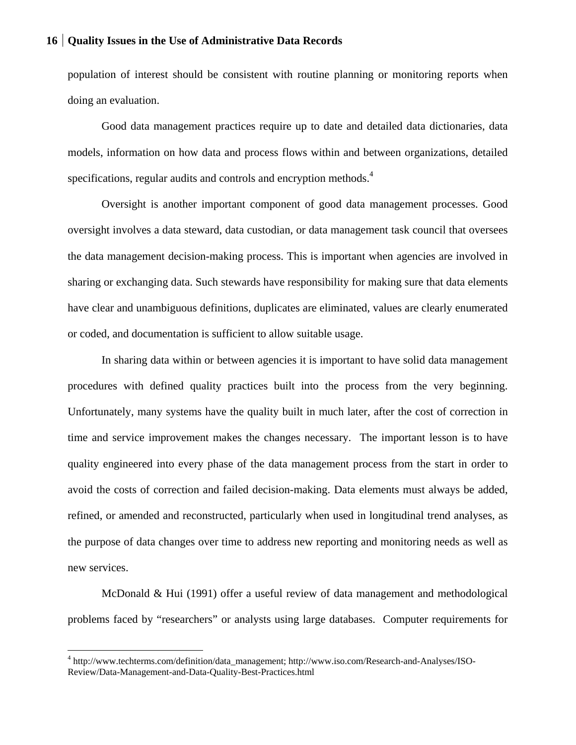population of interest should be consistent with routine planning or monitoring reports when doing an evaluation.

Good data management practices require up to date and detailed data dictionaries, data models, information on how data and process flows within and between organizations, detailed specifications, regular audits and controls and encryption methods.[4]

Oversight is another important component of good data management processes. Good oversight involves a data steward, data custodian, or data management task council that oversees the data management decision-making process. This is important when agencies are involved in sharing or exchanging data. Such stewards have responsibility for making sure that data elements have clear and unambiguous definitions, duplicates are eliminated, values are clearly enumerated or coded, and documentation is sufficient to allow suitable usage.

In sharing data within or between agencies it is important to have solid data management procedures with defined quality practices built into the process from the very beginning. Unfortunately, many systems have the quality built in much later, after the cost of correction in time and service improvement makes the changes necessary. The important lesson is to have quality engineered into every phase of the data management process from the start in order to avoid the costs of correction and failed decision-making. Data elements must always be added, refined, or amended and reconstructed, particularly when used in longitudinal trend analyses, as the purpose of data changes over time to address new reporting and monitoring needs as well as new services.

McDonald & Hui (1991) offer a useful review of data management and methodological problems faced by "researchers" or analysts using large databases. Computer requirements for

---

[4] http://www.techterms.com/definition/data_management; http://www.iso.com/Research-and-Analyses/ISO-Review/Data-Management-and-Data-Quality-Best-Practices.html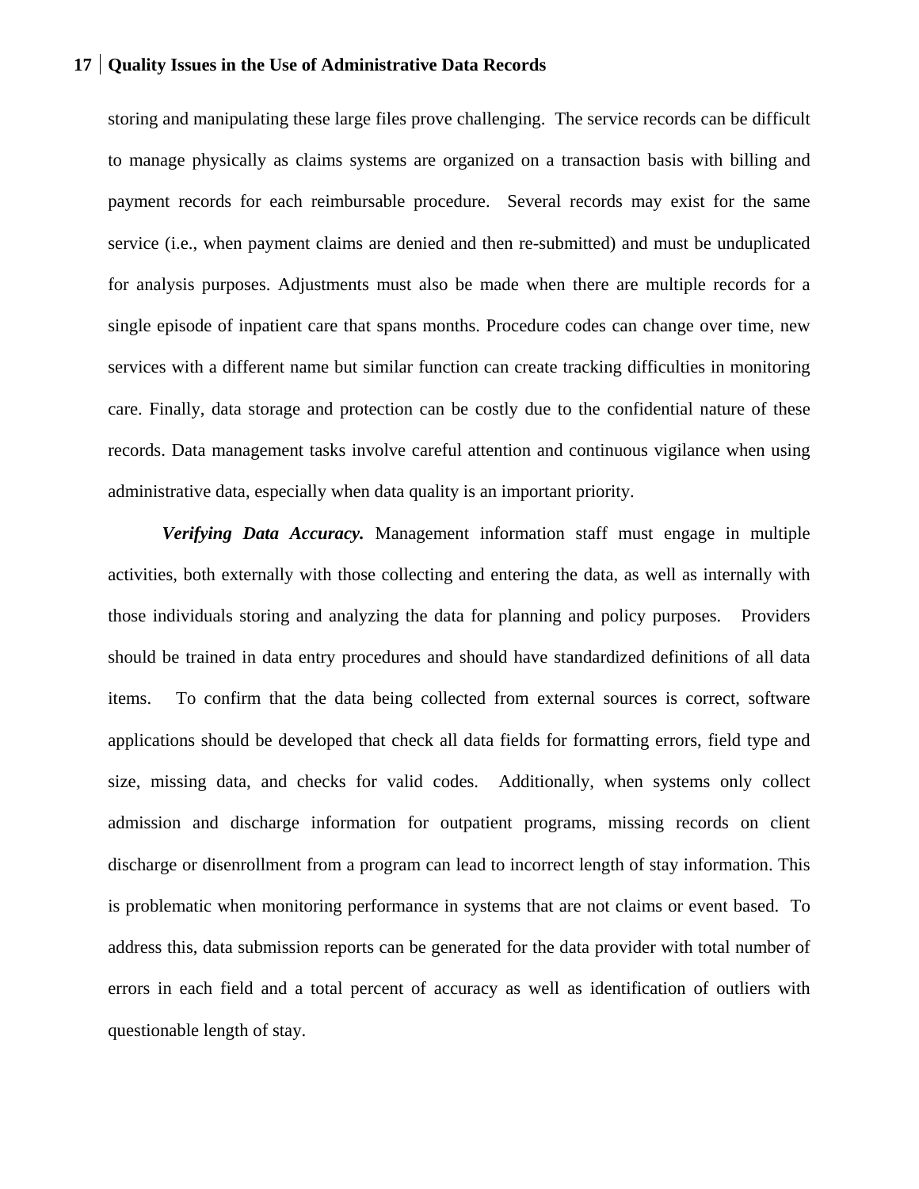storing and manipulating these large files prove challenging. The service records can be difficult to manage physically as claims systems are organized on a transaction basis with billing and payment records for each reimbursable procedure. Several records may exist for the same service (i.e., when payment claims are denied and then re-submitted) and must be unduplicated for analysis purposes. Adjustments must also be made when there are multiple records for a single episode of inpatient care that spans months. Procedure codes can change over time, new services with a different name but similar function can create tracking difficulties in monitoring care. Finally, data storage and protection can be costly due to the confidential nature of these records. Data management tasks involve careful attention and continuous vigilance when using administrative data, especially when data quality is an important priority.

***Verifying Data Accuracy.*** Management information staff must engage in multiple activities, both externally with those collecting and entering the data, as well as internally with those individuals storing and analyzing the data for planning and policy purposes. Providers should be trained in data entry procedures and should have standardized definitions of all data items. To confirm that the data being collected from external sources is correct, software applications should be developed that check all data fields for formatting errors, field type and size, missing data, and checks for valid codes. Additionally, when systems only collect admission and discharge information for outpatient programs, missing records on client discharge or disenrollment from a program can lead to incorrect length of stay information. This is problematic when monitoring performance in systems that are not claims or event based. To address this, data submission reports can be generated for the data provider with total number of errors in each field and a total percent of accuracy as well as identification of outliers with questionable length of stay.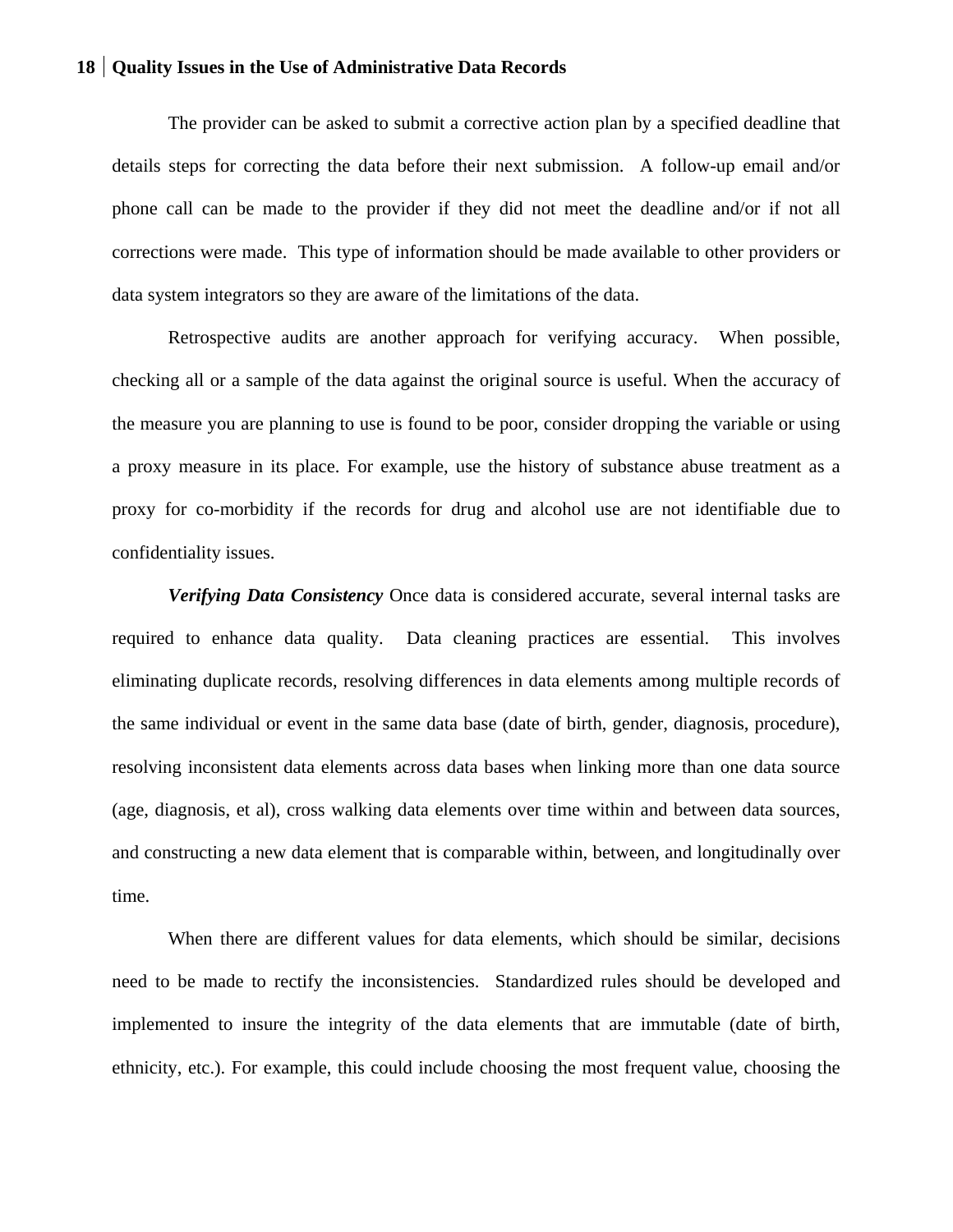The provider can be asked to submit a corrective action plan by a specified deadline that details steps for correcting the data before their next submission.  A follow-up email and/or phone call can be made to the provider if they did not meet the deadline and/or if not all corrections were made.  This type of information should be made available to other providers or data system integrators so they are aware of the limitations of the data.

Retrospective audits are another approach for verifying accuracy.  When possible, checking all or a sample of the data against the original source is useful. When the accuracy of the measure you are planning to use is found to be poor, consider dropping the variable or using a proxy measure in its place. For example, use the history of substance abuse treatment as a proxy for co-morbidity if the records for drug and alcohol use are not identifiable due to confidentiality issues.

***Verifying Data Consistency*** Once data is considered accurate, several internal tasks are required to enhance data quality.  Data cleaning practices are essential.  This involves eliminating duplicate records, resolving differences in data elements among multiple records of the same individual or event in the same data base (date of birth, gender, diagnosis, procedure), resolving inconsistent data elements across data bases when linking more than one data source (age, diagnosis, et al), cross walking data elements over time within and between data sources, and constructing a new data element that is comparable within, between, and longitudinally over time.

When there are different values for data elements, which should be similar, decisions need to be made to rectify the inconsistencies.  Standardized rules should be developed and implemented to insure the integrity of the data elements that are immutable (date of birth, ethnicity, etc.). For example, this could include choosing the most frequent value, choosing the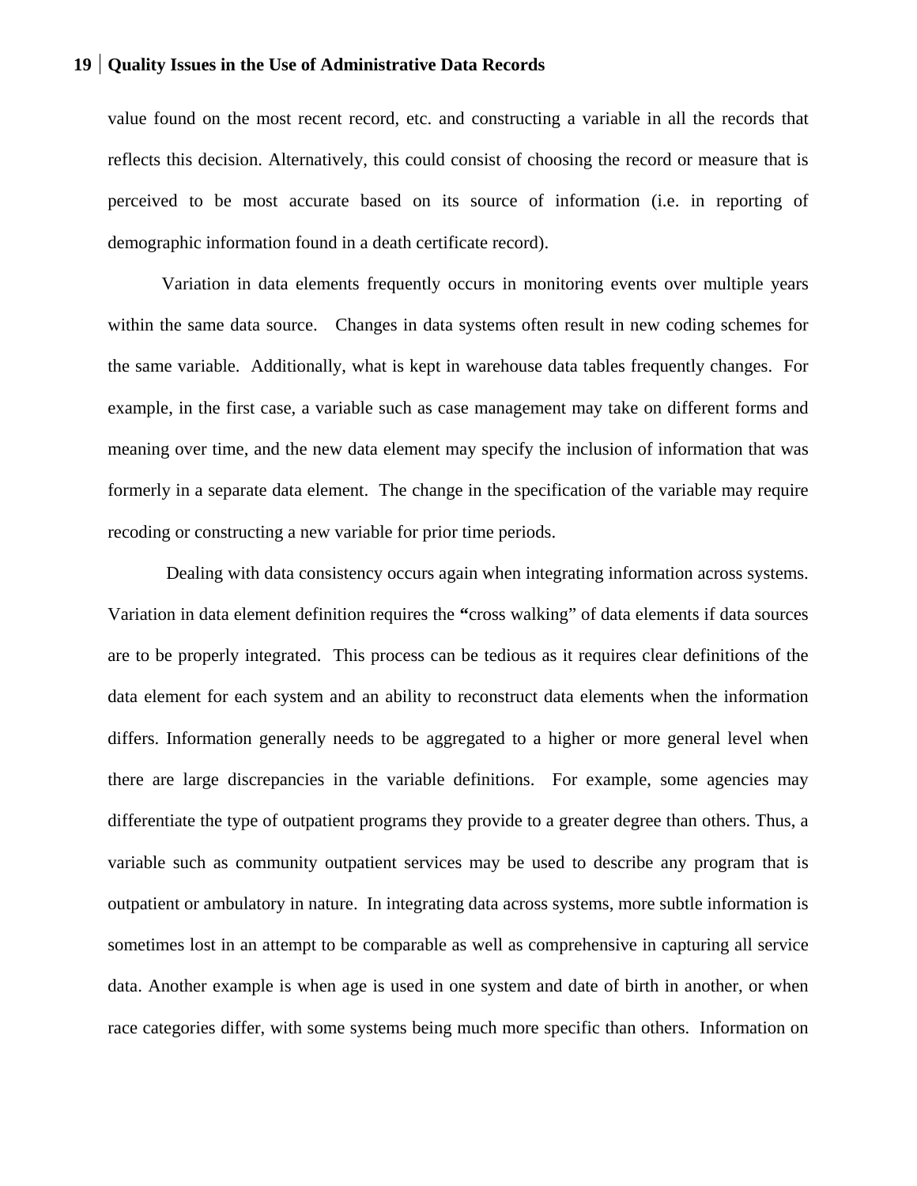value found on the most recent record, etc. and constructing a variable in all the records that reflects this decision. Alternatively, this could consist of choosing the record or measure that is perceived to be most accurate based on its source of information (i.e. in reporting of demographic information found in a death certificate record).

Variation in data elements frequently occurs in monitoring events over multiple years within the same data source. Changes in data systems often result in new coding schemes for the same variable. Additionally, what is kept in warehouse data tables frequently changes. For example, in the first case, a variable such as case management may take on different forms and meaning over time, and the new data element may specify the inclusion of information that was formerly in a separate data element. The change in the specification of the variable may require recoding or constructing a new variable for prior time periods.

Dealing with data consistency occurs again when integrating information across systems. Variation in data element definition requires the "cross walking" of data elements if data sources are to be properly integrated. This process can be tedious as it requires clear definitions of the data element for each system and an ability to reconstruct data elements when the information differs. Information generally needs to be aggregated to a higher or more general level when there are large discrepancies in the variable definitions. For example, some agencies may differentiate the type of outpatient programs they provide to a greater degree than others. Thus, a variable such as community outpatient services may be used to describe any program that is outpatient or ambulatory in nature. In integrating data across systems, more subtle information is sometimes lost in an attempt to be comparable as well as comprehensive in capturing all service data. Another example is when age is used in one system and date of birth in another, or when race categories differ, with some systems being much more specific than others. Information on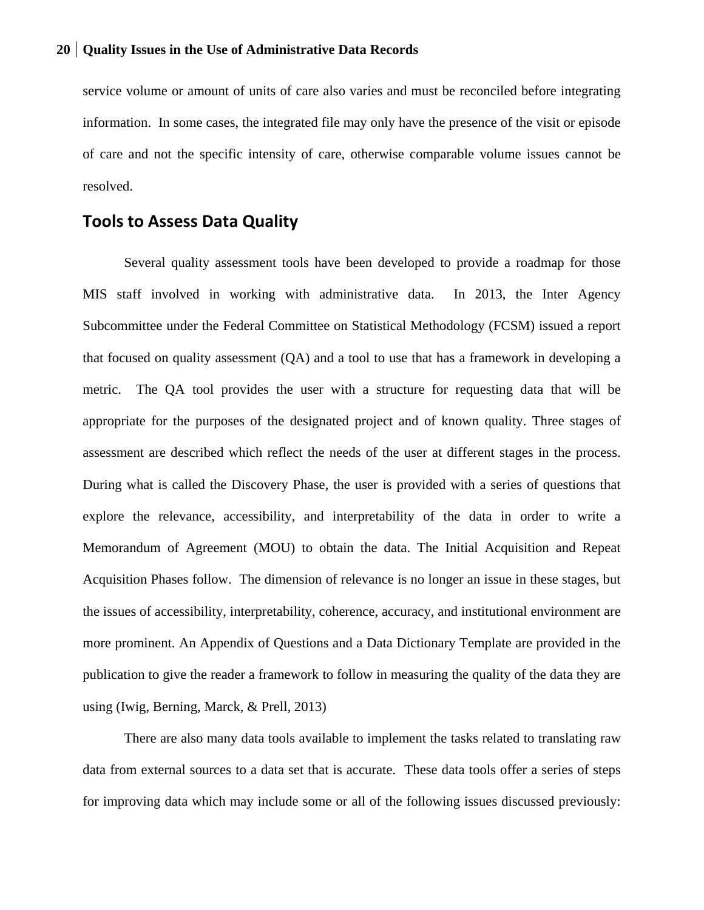service volume or amount of units of care also varies and must be reconciled before integrating information. In some cases, the integrated file may only have the presence of the visit or episode of care and not the specific intensity of care, otherwise comparable volume issues cannot be resolved.

## Tools to Assess Data Quality

Several quality assessment tools have been developed to provide a roadmap for those MIS staff involved in working with administrative data. In 2013, the Inter Agency Subcommittee under the Federal Committee on Statistical Methodology (FCSM) issued a report that focused on quality assessment (QA) and a tool to use that has a framework in developing a metric. The QA tool provides the user with a structure for requesting data that will be appropriate for the purposes of the designated project and of known quality. Three stages of assessment are described which reflect the needs of the user at different stages in the process. During what is called the Discovery Phase, the user is provided with a series of questions that explore the relevance, accessibility, and interpretability of the data in order to write a Memorandum of Agreement (MOU) to obtain the data. The Initial Acquisition and Repeat Acquisition Phases follow. The dimension of relevance is no longer an issue in these stages, but the issues of accessibility, interpretability, coherence, accuracy, and institutional environment are more prominent. An Appendix of Questions and a Data Dictionary Template are provided in the publication to give the reader a framework to follow in measuring the quality of the data they are using (Iwig, Berning, Marck, & Prell, 2013)

There are also many data tools available to implement the tasks related to translating raw data from external sources to a data set that is accurate. These data tools offer a series of steps for improving data which may include some or all of the following issues discussed previously: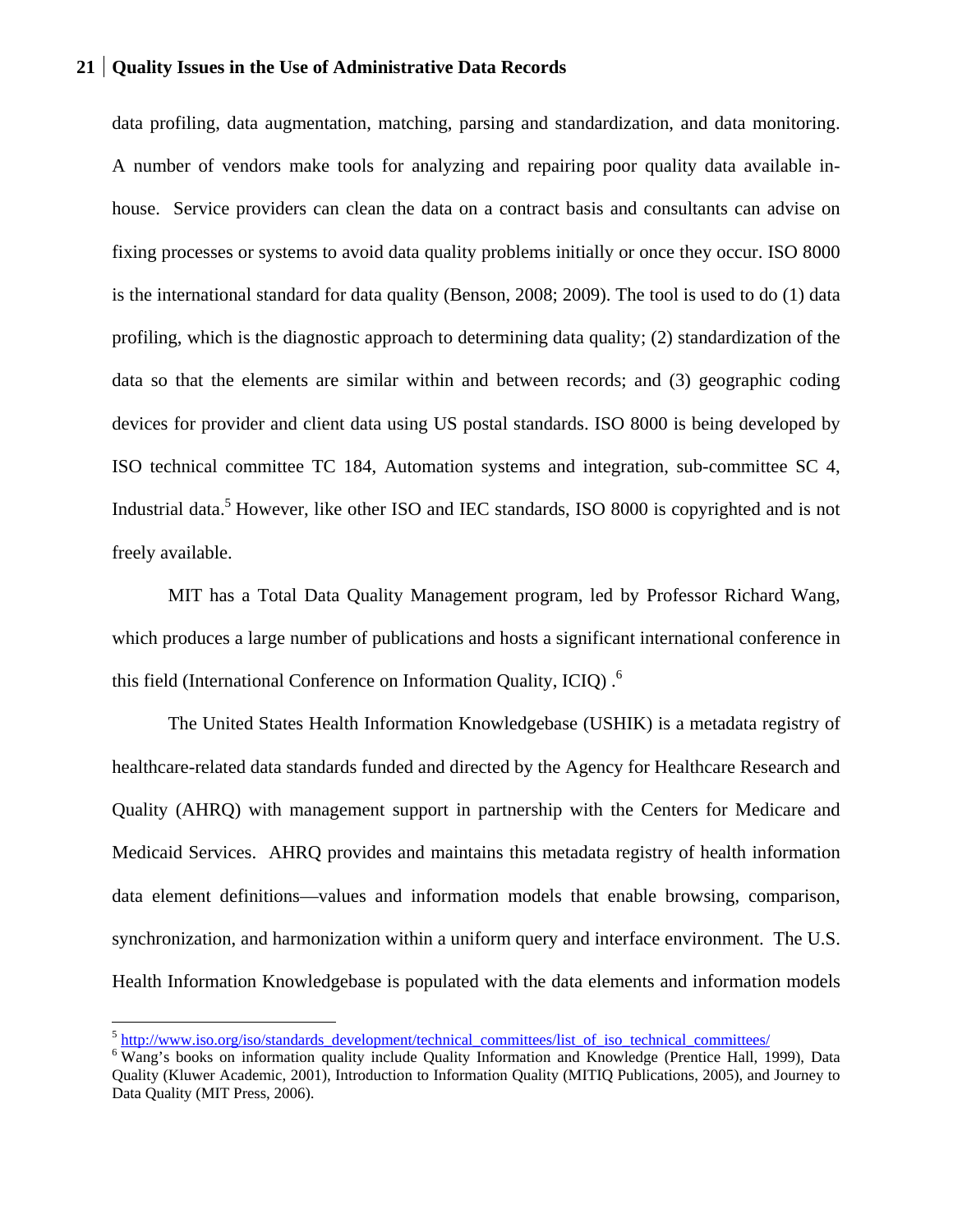data profiling, data augmentation, matching, parsing and standardization, and data monitoring. A number of vendors make tools for analyzing and repairing poor quality data available in-house. Service providers can clean the data on a contract basis and consultants can advise on fixing processes or systems to avoid data quality problems initially or once they occur. ISO 8000 is the international standard for data quality (Benson, 2008; 2009). The tool is used to do (1) data profiling, which is the diagnostic approach to determining data quality; (2) standardization of the data so that the elements are similar within and between records; and (3) geographic coding devices for provider and client data using US postal standards. ISO 8000 is being developed by ISO technical committee TC 184, Automation systems and integration, sub-committee SC 4, Industrial data.[5] However, like other ISO and IEC standards, ISO 8000 is copyrighted and is not freely available.

MIT has a Total Data Quality Management program, led by Professor Richard Wang, which produces a large number of publications and hosts a significant international conference in this field (International Conference on Information Quality, ICIQ) .[6]

The United States Health Information Knowledgebase (USHIK) is a metadata registry of healthcare-related data standards funded and directed by the Agency for Healthcare Research and Quality (AHRQ) with management support in partnership with the Centers for Medicare and Medicaid Services. AHRQ provides and maintains this metadata registry of health information data element definitions—values and information models that enable browsing, comparison, synchronization, and harmonization within a uniform query and interface environment. The U.S. Health Information Knowledgebase is populated with the data elements and information models

---

[5] http://www.iso.org/iso/standards_development/technical_committees/list_of_iso_technical_committees/

[6] Wang's books on information quality include Quality Information and Knowledge (Prentice Hall, 1999), Data Quality (Kluwer Academic, 2001), Introduction to Information Quality (MITIQ Publications, 2005), and Journey to Data Quality (MIT Press, 2006).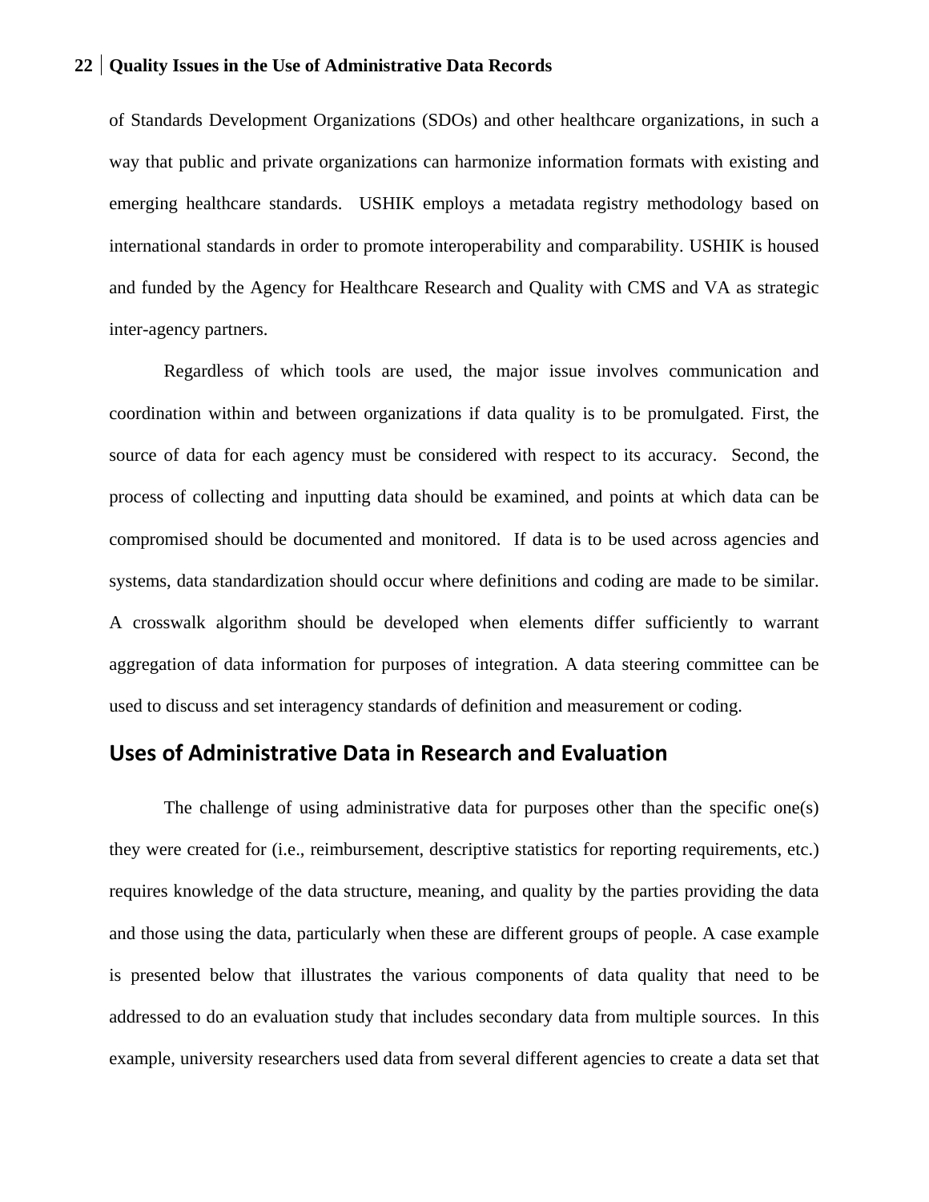of Standards Development Organizations (SDOs) and other healthcare organizations, in such a way that public and private organizations can harmonize information formats with existing and emerging healthcare standards. USHIK employs a metadata registry methodology based on international standards in order to promote interoperability and comparability. USHIK is housed and funded by the Agency for Healthcare Research and Quality with CMS and VA as strategic inter-agency partners.

Regardless of which tools are used, the major issue involves communication and coordination within and between organizations if data quality is to be promulgated. First, the source of data for each agency must be considered with respect to its accuracy. Second, the process of collecting and inputting data should be examined, and points at which data can be compromised should be documented and monitored. If data is to be used across agencies and systems, data standardization should occur where definitions and coding are made to be similar. A crosswalk algorithm should be developed when elements differ sufficiently to warrant aggregation of data information for purposes of integration. A data steering committee can be used to discuss and set interagency standards of definition and measurement or coding.

## Uses of Administrative Data in Research and Evaluation

The challenge of using administrative data for purposes other than the specific one(s) they were created for (i.e., reimbursement, descriptive statistics for reporting requirements, etc.) requires knowledge of the data structure, meaning, and quality by the parties providing the data and those using the data, particularly when these are different groups of people. A case example is presented below that illustrates the various components of data quality that need to be addressed to do an evaluation study that includes secondary data from multiple sources. In this example, university researchers used data from several different agencies to create a data set that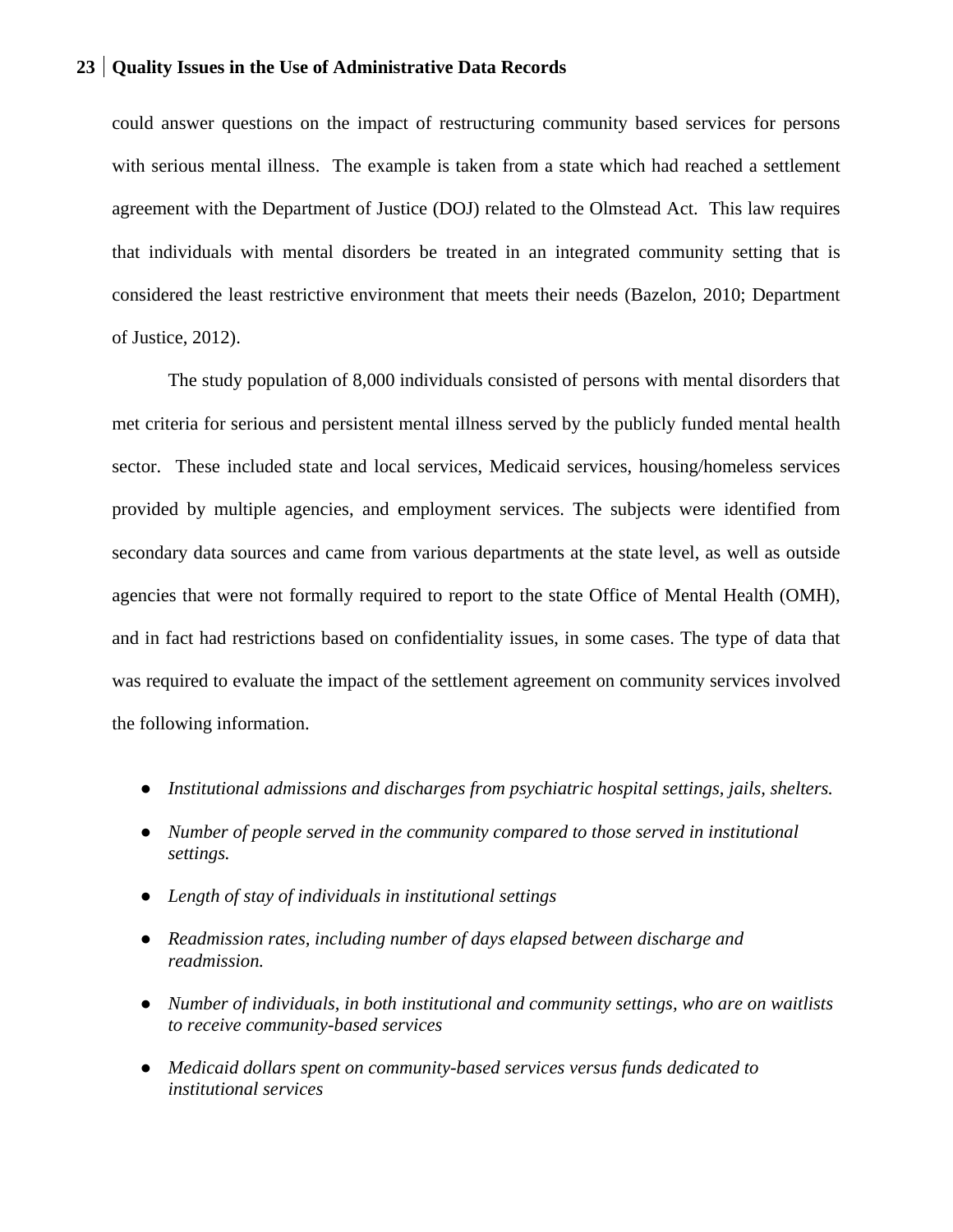could answer questions on the impact of restructuring community based services for persons with serious mental illness. The example is taken from a state which had reached a settlement agreement with the Department of Justice (DOJ) related to the Olmstead Act. This law requires that individuals with mental disorders be treated in an integrated community setting that is considered the least restrictive environment that meets their needs (Bazelon, 2010; Department of Justice, 2012).

The study population of 8,000 individuals consisted of persons with mental disorders that met criteria for serious and persistent mental illness served by the publicly funded mental health sector. These included state and local services, Medicaid services, housing/homeless services provided by multiple agencies, and employment services. The subjects were identified from secondary data sources and came from various departments at the state level, as well as outside agencies that were not formally required to report to the state Office of Mental Health (OMH), and in fact had restrictions based on confidentiality issues, in some cases. The type of data that was required to evaluate the impact of the settlement agreement on community services involved the following information.

- *Institutional admissions and discharges from psychiatric hospital settings, jails, shelters.*
- *Number of people served in the community compared to those served in institutional settings.*
- *Length of stay of individuals in institutional settings*
- *Readmission rates, including number of days elapsed between discharge and readmission.*
- *Number of individuals, in both institutional and community settings, who are on waitlists to receive community-based services*
- *Medicaid dollars spent on community-based services versus funds dedicated to institutional services*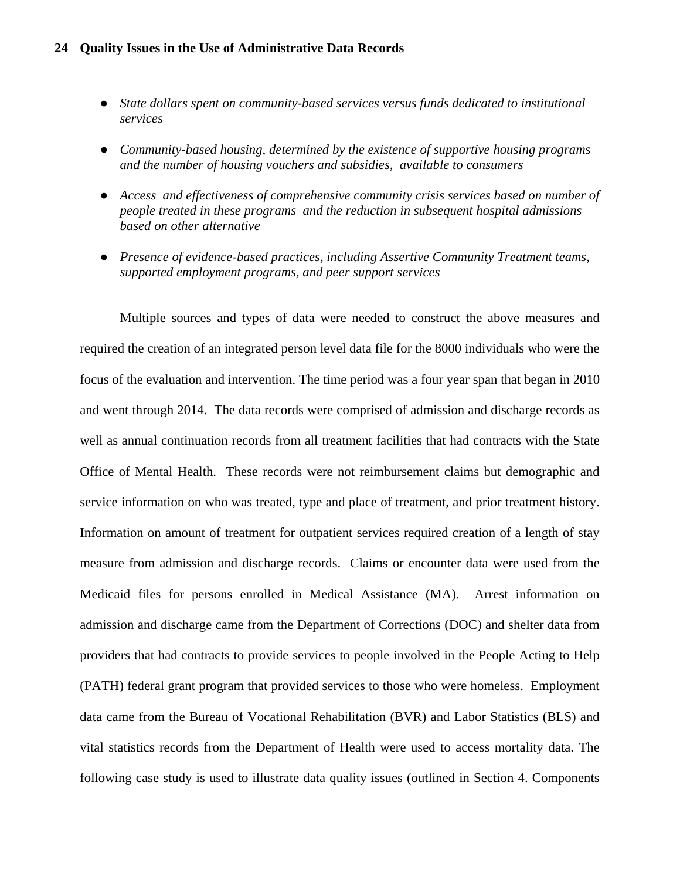- *State dollars spent on community-based services versus funds dedicated to institutional services*
- *Community-based housing, determined by the existence of supportive housing programs and the number of housing vouchers and subsidies, available to consumers*
- *Access and effectiveness of comprehensive community crisis services based on number of people treated in these programs and the reduction in subsequent hospital admissions based on other alternative*
- *Presence of evidence-based practices, including Assertive Community Treatment teams, supported employment programs, and peer support services*

Multiple sources and types of data were needed to construct the above measures and required the creation of an integrated person level data file for the 8000 individuals who were the focus of the evaluation and intervention. The time period was a four year span that began in 2010 and went through 2014. The data records were comprised of admission and discharge records as well as annual continuation records from all treatment facilities that had contracts with the State Office of Mental Health. These records were not reimbursement claims but demographic and service information on who was treated, type and place of treatment, and prior treatment history. Information on amount of treatment for outpatient services required creation of a length of stay measure from admission and discharge records. Claims or encounter data were used from the Medicaid files for persons enrolled in Medical Assistance (MA). Arrest information on admission and discharge came from the Department of Corrections (DOC) and shelter data from providers that had contracts to provide services to people involved in the People Acting to Help (PATH) federal grant program that provided services to those who were homeless. Employment data came from the Bureau of Vocational Rehabilitation (BVR) and Labor Statistics (BLS) and vital statistics records from the Department of Health were used to access mortality data. The following case study is used to illustrate data quality issues (outlined in Section 4. Components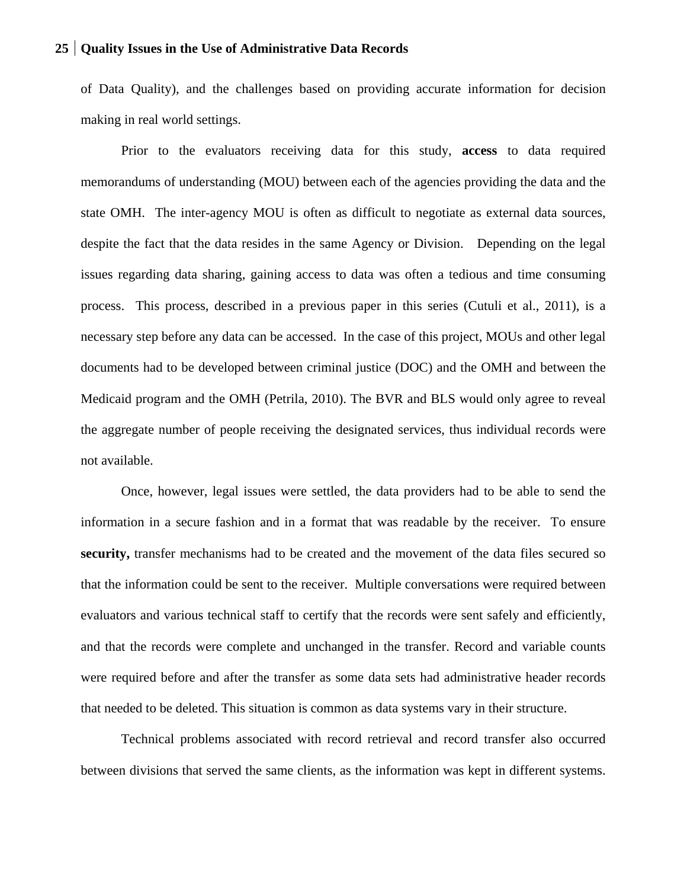of Data Quality), and the challenges based on providing accurate information for decision making in real world settings.

Prior to the evaluators receiving data for this study, **access** to data required memorandums of understanding (MOU) between each of the agencies providing the data and the state OMH. The inter-agency MOU is often as difficult to negotiate as external data sources, despite the fact that the data resides in the same Agency or Division. Depending on the legal issues regarding data sharing, gaining access to data was often a tedious and time consuming process. This process, described in a previous paper in this series (Cutuli et al., 2011), is a necessary step before any data can be accessed. In the case of this project, MOUs and other legal documents had to be developed between criminal justice (DOC) and the OMH and between the Medicaid program and the OMH (Petrila, 2010). The BVR and BLS would only agree to reveal the aggregate number of people receiving the designated services, thus individual records were not available.

Once, however, legal issues were settled, the data providers had to be able to send the information in a secure fashion and in a format that was readable by the receiver. To ensure **security,** transfer mechanisms had to be created and the movement of the data files secured so that the information could be sent to the receiver. Multiple conversations were required between evaluators and various technical staff to certify that the records were sent safely and efficiently, and that the records were complete and unchanged in the transfer. Record and variable counts were required before and after the transfer as some data sets had administrative header records that needed to be deleted. This situation is common as data systems vary in their structure.

Technical problems associated with record retrieval and record transfer also occurred between divisions that served the same clients, as the information was kept in different systems.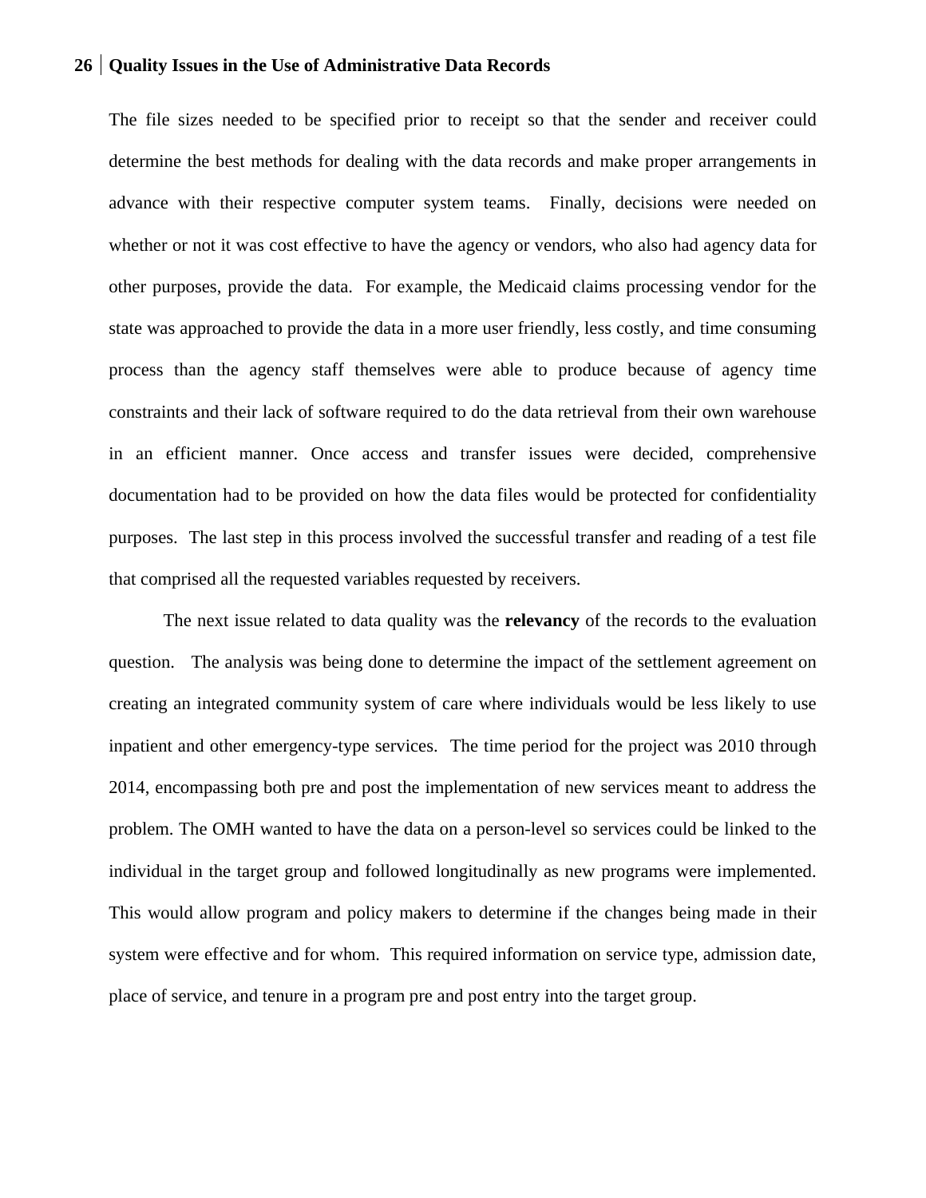The file sizes needed to be specified prior to receipt so that the sender and receiver could determine the best methods for dealing with the data records and make proper arrangements in advance with their respective computer system teams. Finally, decisions were needed on whether or not it was cost effective to have the agency or vendors, who also had agency data for other purposes, provide the data. For example, the Medicaid claims processing vendor for the state was approached to provide the data in a more user friendly, less costly, and time consuming process than the agency staff themselves were able to produce because of agency time constraints and their lack of software required to do the data retrieval from their own warehouse in an efficient manner. Once access and transfer issues were decided, comprehensive documentation had to be provided on how the data files would be protected for confidentiality purposes. The last step in this process involved the successful transfer and reading of a test file that comprised all the requested variables requested by receivers.

The next issue related to data quality was the **relevancy** of the records to the evaluation question. The analysis was being done to determine the impact of the settlement agreement on creating an integrated community system of care where individuals would be less likely to use inpatient and other emergency-type services. The time period for the project was 2010 through 2014, encompassing both pre and post the implementation of new services meant to address the problem. The OMH wanted to have the data on a person-level so services could be linked to the individual in the target group and followed longitudinally as new programs were implemented. This would allow program and policy makers to determine if the changes being made in their system were effective and for whom. This required information on service type, admission date, place of service, and tenure in a program pre and post entry into the target group.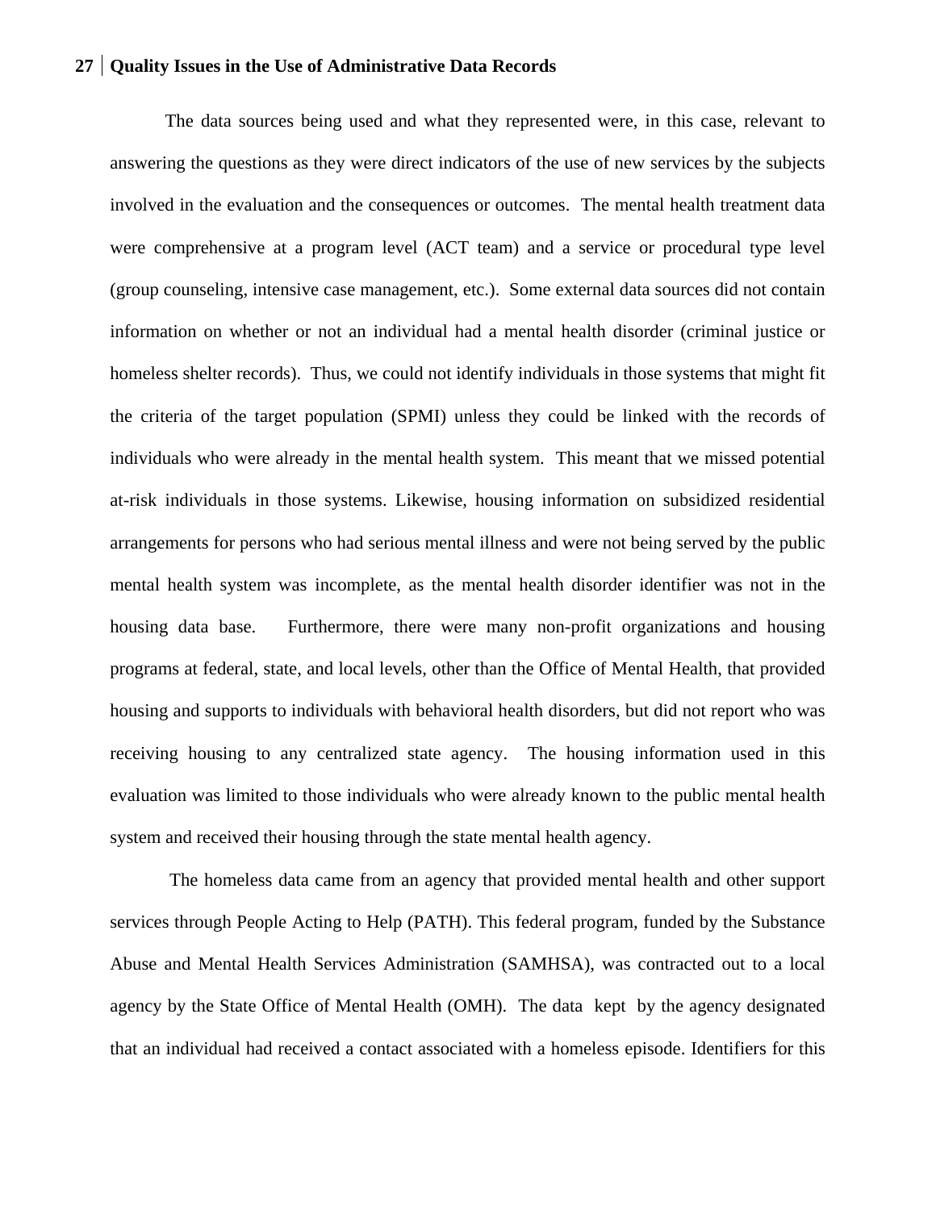The data sources being used and what they represented were, in this case, relevant to answering the questions as they were direct indicators of the use of new services by the subjects involved in the evaluation and the consequences or outcomes. The mental health treatment data were comprehensive at a program level (ACT team) and a service or procedural type level (group counseling, intensive case management, etc.). Some external data sources did not contain information on whether or not an individual had a mental health disorder (criminal justice or homeless shelter records). Thus, we could not identify individuals in those systems that might fit the criteria of the target population (SPMI) unless they could be linked with the records of individuals who were already in the mental health system. This meant that we missed potential at-risk individuals in those systems. Likewise, housing information on subsidized residential arrangements for persons who had serious mental illness and were not being served by the public mental health system was incomplete, as the mental health disorder identifier was not in the housing data base. Furthermore, there were many non-profit organizations and housing programs at federal, state, and local levels, other than the Office of Mental Health, that provided housing and supports to individuals with behavioral health disorders, but did not report who was receiving housing to any centralized state agency. The housing information used in this evaluation was limited to those individuals who were already known to the public mental health system and received their housing through the state mental health agency.

The homeless data came from an agency that provided mental health and other support services through People Acting to Help (PATH). This federal program, funded by the Substance Abuse and Mental Health Services Administration (SAMHSA), was contracted out to a local agency by the State Office of Mental Health (OMH). The data kept by the agency designated that an individual had received a contact associated with a homeless episode. Identifiers for this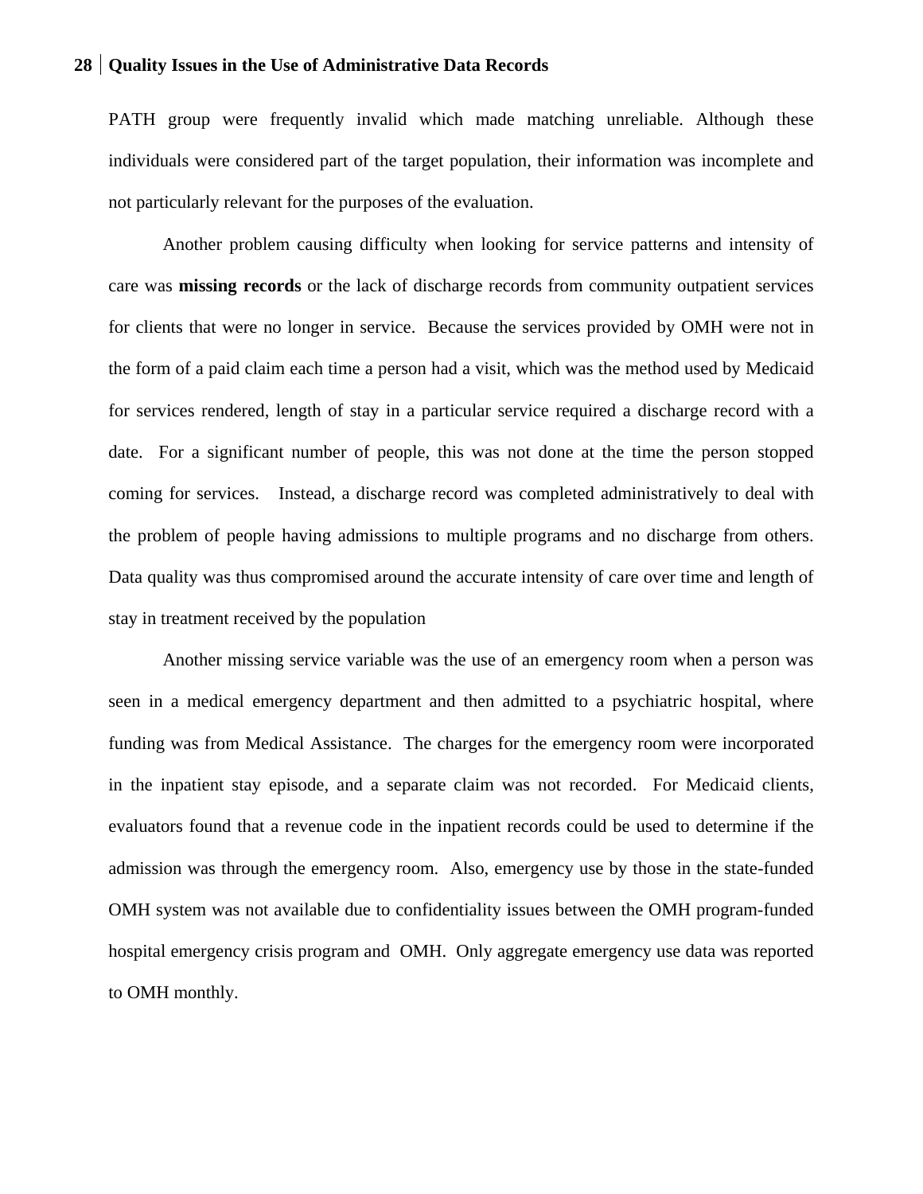PATH group were frequently invalid which made matching unreliable. Although these individuals were considered part of the target population, their information was incomplete and not particularly relevant for the purposes of the evaluation.

Another problem causing difficulty when looking for service patterns and intensity of care was **missing records** or the lack of discharge records from community outpatient services for clients that were no longer in service. Because the services provided by OMH were not in the form of a paid claim each time a person had a visit, which was the method used by Medicaid for services rendered, length of stay in a particular service required a discharge record with a date. For a significant number of people, this was not done at the time the person stopped coming for services. Instead, a discharge record was completed administratively to deal with the problem of people having admissions to multiple programs and no discharge from others. Data quality was thus compromised around the accurate intensity of care over time and length of stay in treatment received by the population

Another missing service variable was the use of an emergency room when a person was seen in a medical emergency department and then admitted to a psychiatric hospital, where funding was from Medical Assistance. The charges for the emergency room were incorporated in the inpatient stay episode, and a separate claim was not recorded. For Medicaid clients, evaluators found that a revenue code in the inpatient records could be used to determine if the admission was through the emergency room. Also, emergency use by those in the state-funded OMH system was not available due to confidentiality issues between the OMH program-funded hospital emergency crisis program and OMH. Only aggregate emergency use data was reported to OMH monthly.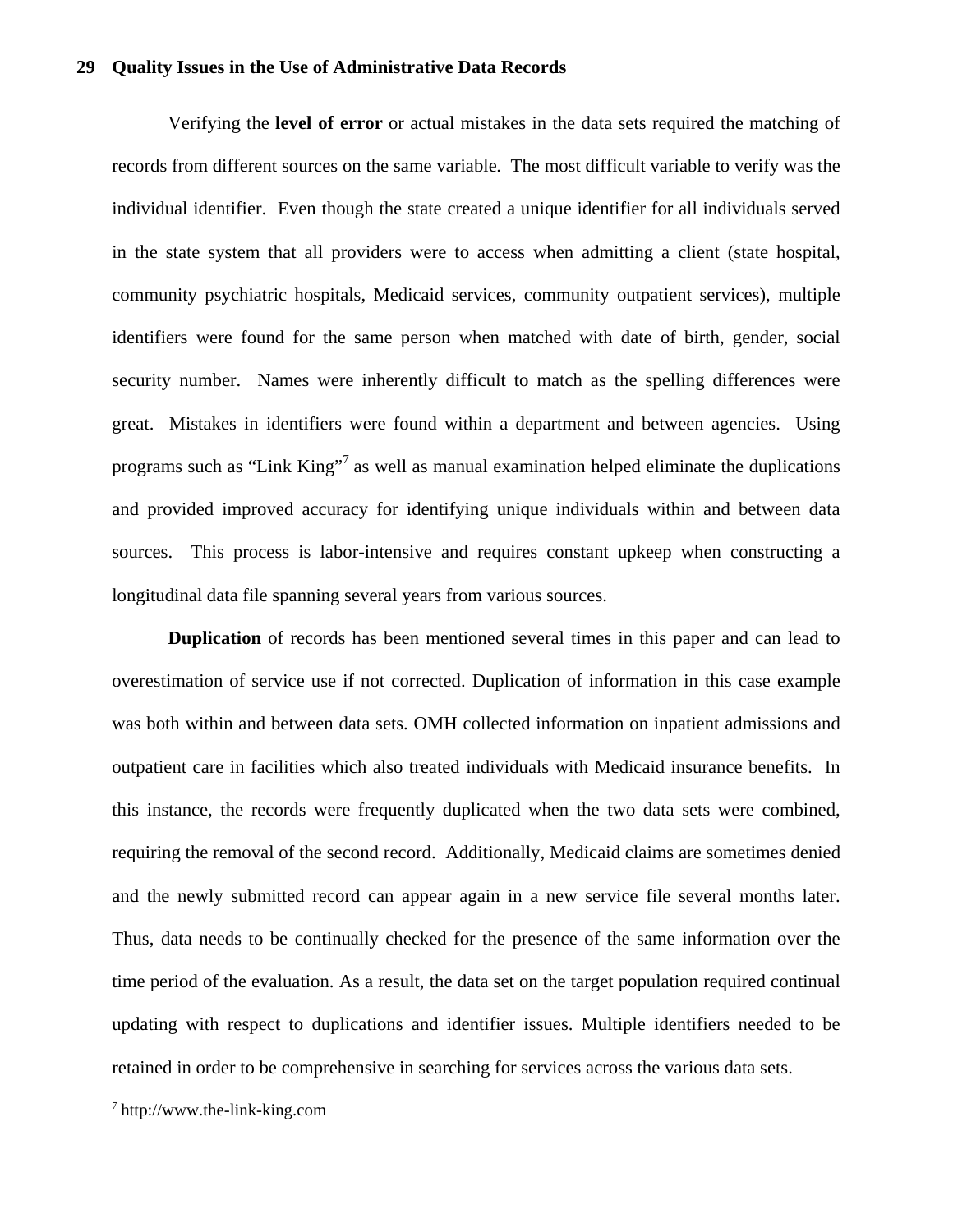Verifying the **level of error** or actual mistakes in the data sets required the matching of records from different sources on the same variable. The most difficult variable to verify was the individual identifier. Even though the state created a unique identifier for all individuals served in the state system that all providers were to access when admitting a client (state hospital, community psychiatric hospitals, Medicaid services, community outpatient services), multiple identifiers were found for the same person when matched with date of birth, gender, social security number. Names were inherently difficult to match as the spelling differences were great. Mistakes in identifiers were found within a department and between agencies. Using programs such as "Link King"[7] as well as manual examination helped eliminate the duplications and provided improved accuracy for identifying unique individuals within and between data sources. This process is labor-intensive and requires constant upkeep when constructing a longitudinal data file spanning several years from various sources.

**Duplication** of records has been mentioned several times in this paper and can lead to overestimation of service use if not corrected. Duplication of information in this case example was both within and between data sets. OMH collected information on inpatient admissions and outpatient care in facilities which also treated individuals with Medicaid insurance benefits. In this instance, the records were frequently duplicated when the two data sets were combined, requiring the removal of the second record. Additionally, Medicaid claims are sometimes denied and the newly submitted record can appear again in a new service file several months later. Thus, data needs to be continually checked for the presence of the same information over the time period of the evaluation. As a result, the data set on the target population required continual updating with respect to duplications and identifier issues. Multiple identifiers needed to be retained in order to be comprehensive in searching for services across the various data sets.

[7] http://www.the-link-king.com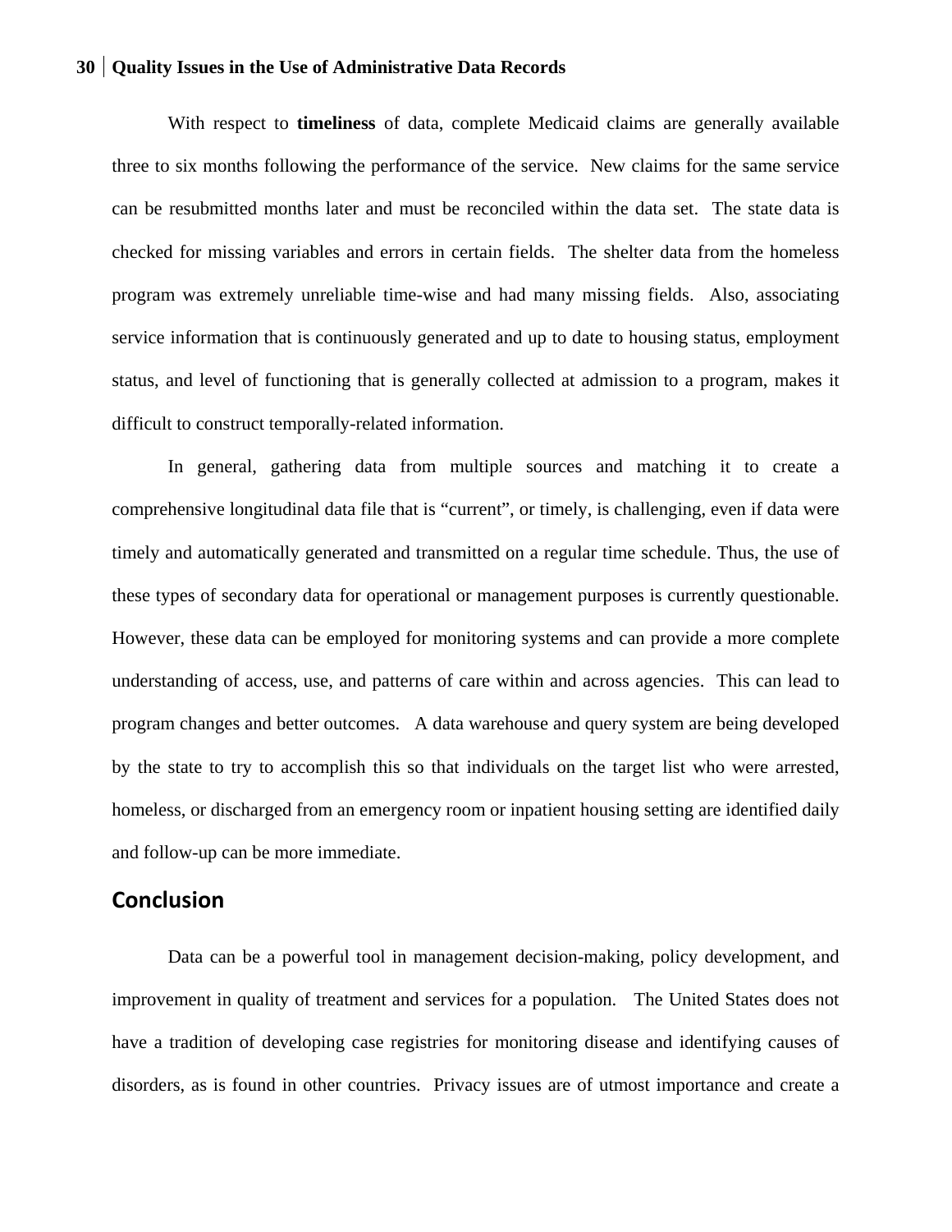With respect to **timeliness** of data, complete Medicaid claims are generally available three to six months following the performance of the service. New claims for the same service can be resubmitted months later and must be reconciled within the data set. The state data is checked for missing variables and errors in certain fields. The shelter data from the homeless program was extremely unreliable time-wise and had many missing fields. Also, associating service information that is continuously generated and up to date to housing status, employment status, and level of functioning that is generally collected at admission to a program, makes it difficult to construct temporally-related information.

In general, gathering data from multiple sources and matching it to create a comprehensive longitudinal data file that is “current”, or timely, is challenging, even if data were timely and automatically generated and transmitted on a regular time schedule. Thus, the use of these types of secondary data for operational or management purposes is currently questionable. However, these data can be employed for monitoring systems and can provide a more complete understanding of access, use, and patterns of care within and across agencies. This can lead to program changes and better outcomes. A data warehouse and query system are being developed by the state to try to accomplish this so that individuals on the target list who were arrested, homeless, or discharged from an emergency room or inpatient housing setting are identified daily and follow-up can be more immediate.

## Conclusion

Data can be a powerful tool in management decision-making, policy development, and improvement in quality of treatment and services for a population. The United States does not have a tradition of developing case registries for monitoring disease and identifying causes of disorders, as is found in other countries. Privacy issues are of utmost importance and create a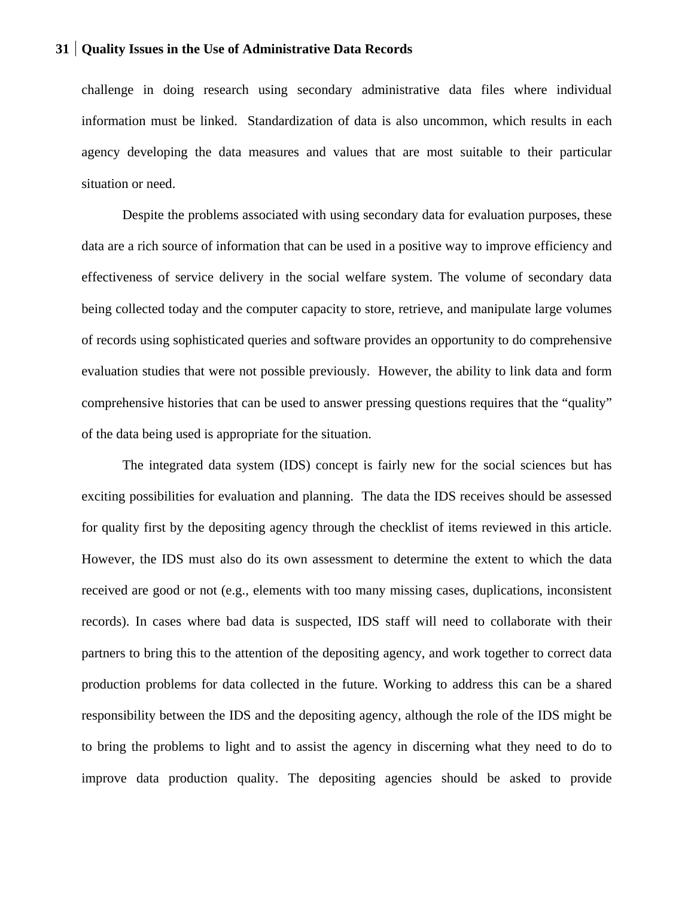challenge in doing research using secondary administrative data files where individual information must be linked. Standardization of data is also uncommon, which results in each agency developing the data measures and values that are most suitable to their particular situation or need.

Despite the problems associated with using secondary data for evaluation purposes, these data are a rich source of information that can be used in a positive way to improve efficiency and effectiveness of service delivery in the social welfare system. The volume of secondary data being collected today and the computer capacity to store, retrieve, and manipulate large volumes of records using sophisticated queries and software provides an opportunity to do comprehensive evaluation studies that were not possible previously. However, the ability to link data and form comprehensive histories that can be used to answer pressing questions requires that the "quality" of the data being used is appropriate for the situation.

The integrated data system (IDS) concept is fairly new for the social sciences but has exciting possibilities for evaluation and planning. The data the IDS receives should be assessed for quality first by the depositing agency through the checklist of items reviewed in this article. However, the IDS must also do its own assessment to determine the extent to which the data received are good or not (e.g., elements with too many missing cases, duplications, inconsistent records). In cases where bad data is suspected, IDS staff will need to collaborate with their partners to bring this to the attention of the depositing agency, and work together to correct data production problems for data collected in the future. Working to address this can be a shared responsibility between the IDS and the depositing agency, although the role of the IDS might be to bring the problems to light and to assist the agency in discerning what they need to do to improve data production quality. The depositing agencies should be asked to provide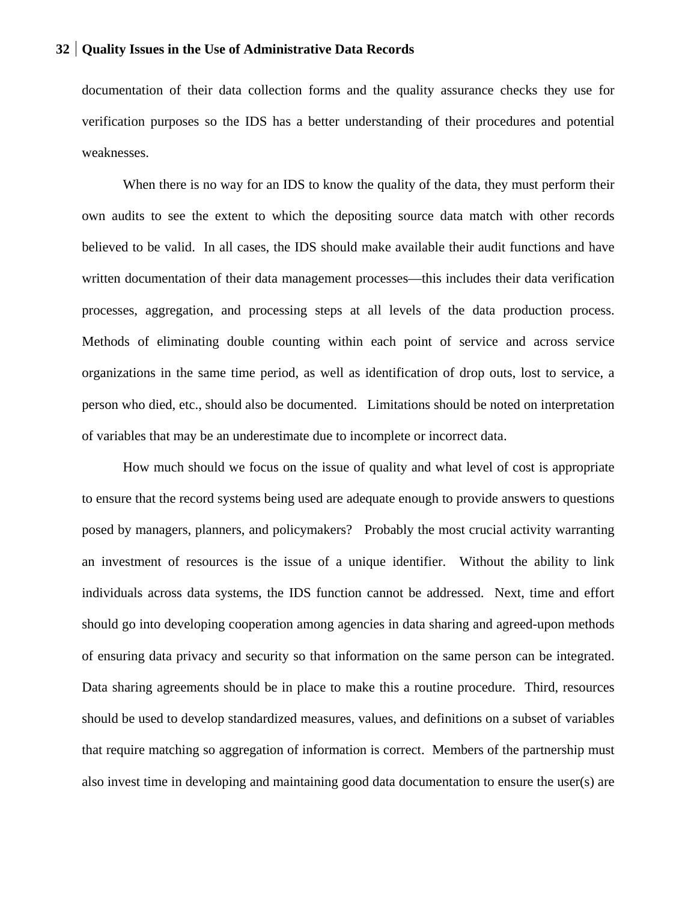documentation of their data collection forms and the quality assurance checks they use for verification purposes so the IDS has a better understanding of their procedures and potential weaknesses.

When there is no way for an IDS to know the quality of the data, they must perform their own audits to see the extent to which the depositing source data match with other records believed to be valid. In all cases, the IDS should make available their audit functions and have written documentation of their data management processes—this includes their data verification processes, aggregation, and processing steps at all levels of the data production process. Methods of eliminating double counting within each point of service and across service organizations in the same time period, as well as identification of drop outs, lost to service, a person who died, etc., should also be documented. Limitations should be noted on interpretation of variables that may be an underestimate due to incomplete or incorrect data.

How much should we focus on the issue of quality and what level of cost is appropriate to ensure that the record systems being used are adequate enough to provide answers to questions posed by managers, planners, and policymakers? Probably the most crucial activity warranting an investment of resources is the issue of a unique identifier. Without the ability to link individuals across data systems, the IDS function cannot be addressed. Next, time and effort should go into developing cooperation among agencies in data sharing and agreed-upon methods of ensuring data privacy and security so that information on the same person can be integrated. Data sharing agreements should be in place to make this a routine procedure. Third, resources should be used to develop standardized measures, values, and definitions on a subset of variables that require matching so aggregation of information is correct. Members of the partnership must also invest time in developing and maintaining good data documentation to ensure the user(s) are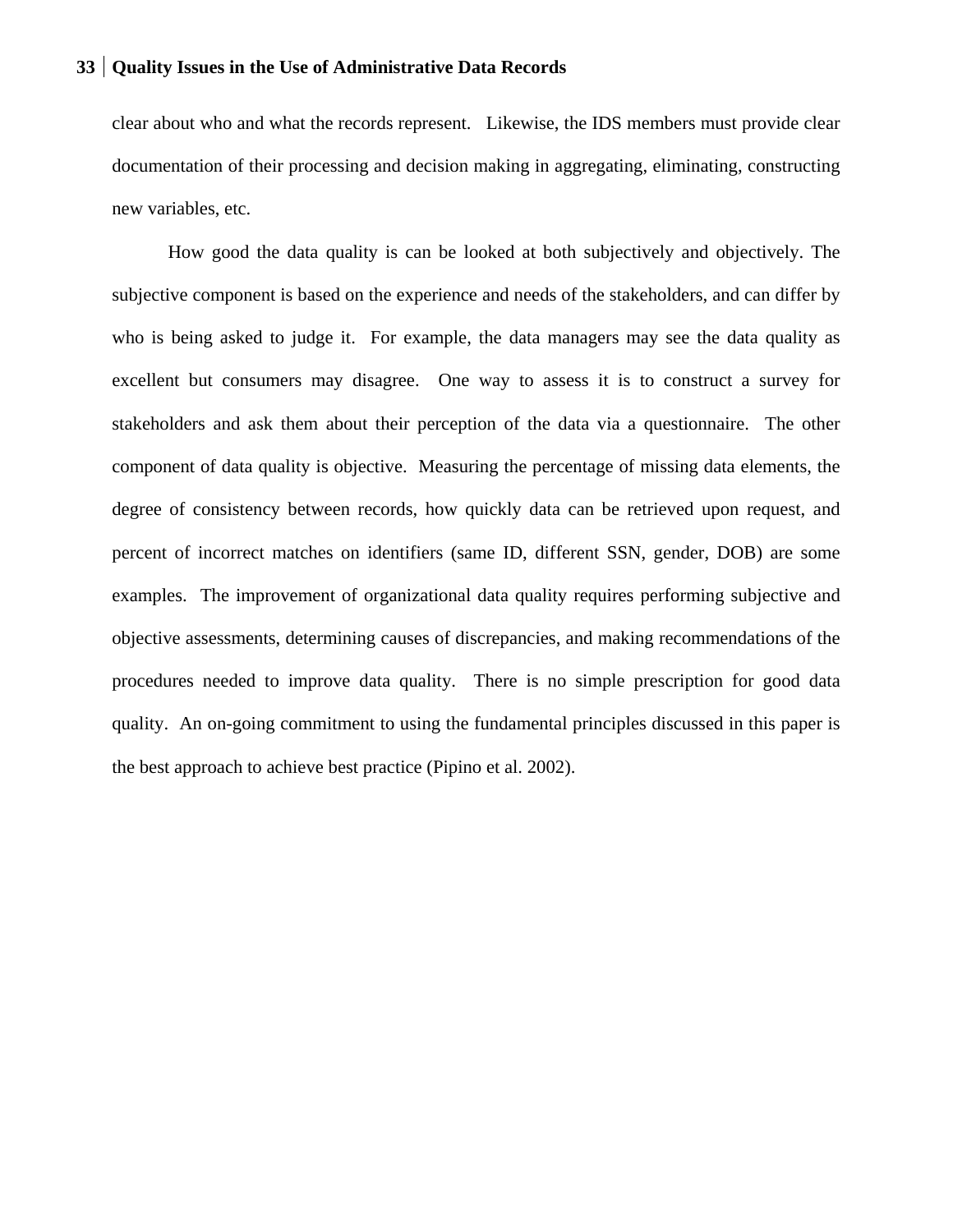clear about who and what the records represent. Likewise, the IDS members must provide clear documentation of their processing and decision making in aggregating, eliminating, constructing new variables, etc.

How good the data quality is can be looked at both subjectively and objectively. The subjective component is based on the experience and needs of the stakeholders, and can differ by who is being asked to judge it. For example, the data managers may see the data quality as excellent but consumers may disagree. One way to assess it is to construct a survey for stakeholders and ask them about their perception of the data via a questionnaire. The other component of data quality is objective. Measuring the percentage of missing data elements, the degree of consistency between records, how quickly data can be retrieved upon request, and percent of incorrect matches on identifiers (same ID, different SSN, gender, DOB) are some examples. The improvement of organizational data quality requires performing subjective and objective assessments, determining causes of discrepancies, and making recommendations of the procedures needed to improve data quality. There is no simple prescription for good data quality. An on-going commitment to using the fundamental principles discussed in this paper is the best approach to achieve best practice (Pipino et al. 2002).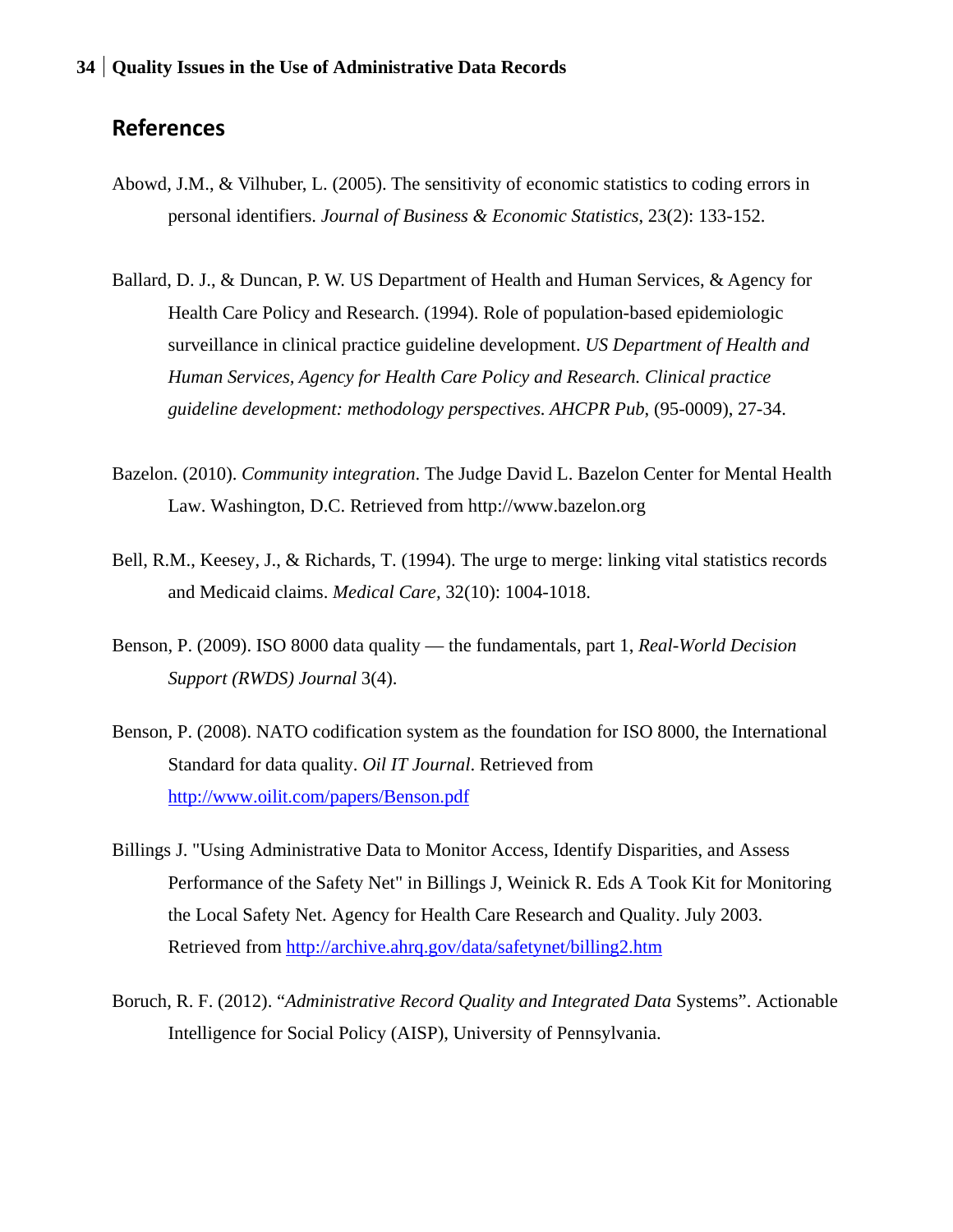## References

Abowd, J.M., & Vilhuber, L. (2005). The sensitivity of economic statistics to coding errors in personal identifiers. *Journal of Business & Economic Statistics*, 23(2): 133-152.

Ballard, D. J., & Duncan, P. W. US Department of Health and Human Services, & Agency for Health Care Policy and Research. (1994). Role of population-based epidemiologic surveillance in clinical practice guideline development. *US Department of Health and Human Services, Agency for Health Care Policy and Research. Clinical practice guideline development: methodology perspectives. AHCPR Pub*, (95-0009), 27-34.

Bazelon. (2010). *Community integration*. The Judge David L. Bazelon Center for Mental Health Law. Washington, D.C. Retrieved from http://www.bazelon.org

Bell, R.M., Keesey, J., & Richards, T. (1994). The urge to merge: linking vital statistics records and Medicaid claims. *Medical Care*, 32(10): 1004-1018.

Benson, P. (2009). ISO 8000 data quality — the fundamentals, part 1, *Real-World Decision Support (RWDS) Journal* 3(4).

Benson, P. (2008). NATO codification system as the foundation for ISO 8000, the International Standard for data quality. *Oil IT Journal*. Retrieved from http://www.oilit.com/papers/Benson.pdf

Billings J. "Using Administrative Data to Monitor Access, Identify Disparities, and Assess Performance of the Safety Net" in Billings J, Weinick R. Eds A Took Kit for Monitoring the Local Safety Net. Agency for Health Care Research and Quality. July 2003. Retrieved from http://archive.ahrq.gov/data/safetynet/billing2.htm

Boruch, R. F. (2012). "*Administrative Record Quality and Integrated Data* Systems". Actionable Intelligence for Social Policy (AISP), University of Pennsylvania.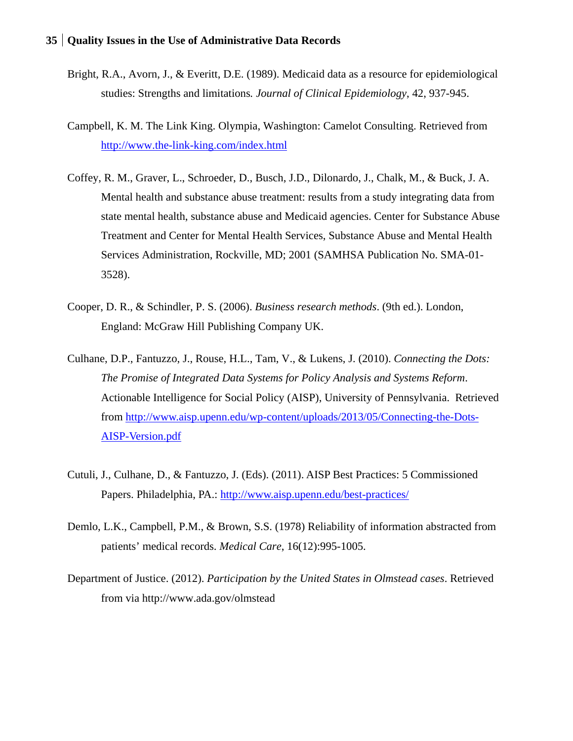Bright, R.A., Avorn, J., & Everitt, D.E. (1989). Medicaid data as a resource for epidemiological studies: Strengths and limitations*.* *Journal of Clinical Epidemiology*, 42, 937-945.

Campbell, K. M. The Link King. Olympia, Washington: Camelot Consulting. Retrieved from http://www.the-link-king.com/index.html

Coffey, R. M., Graver, L., Schroeder, D., Busch, J.D., Dilonardo, J., Chalk, M., & Buck, J. A. Mental health and substance abuse treatment: results from a study integrating data from state mental health, substance abuse and Medicaid agencies. Center for Substance Abuse Treatment and Center for Mental Health Services, Substance Abuse and Mental Health Services Administration, Rockville, MD; 2001 (SAMHSA Publication No. SMA-01-3528).

Cooper, D. R., & Schindler, P. S. (2006). *Business research methods*. (9th ed.). London, England: McGraw Hill Publishing Company UK.

Culhane, D.P., Fantuzzo, J., Rouse, H.L., Tam, V., & Lukens, J. (2010). *Connecting the Dots: The Promise of Integrated Data Systems for Policy Analysis and Systems Reform*. Actionable Intelligence for Social Policy (AISP), University of Pennsylvania. Retrieved from http://www.aisp.upenn.edu/wp-content/uploads/2013/05/Connecting-the-Dots-AISP-Version.pdf

Cutuli, J., Culhane, D., & Fantuzzo, J. (Eds). (2011). AISP Best Practices: 5 Commissioned Papers. Philadelphia, PA.: http://www.aisp.upenn.edu/best-practices/

Demlo, L.K., Campbell, P.M., & Brown, S.S. (1978) Reliability of information abstracted from patients' medical records. *Medical Care*, 16(12):995-1005.

Department of Justice. (2012). *Participation by the United States in Olmstead cases*. Retrieved from via http://www.ada.gov/olmstead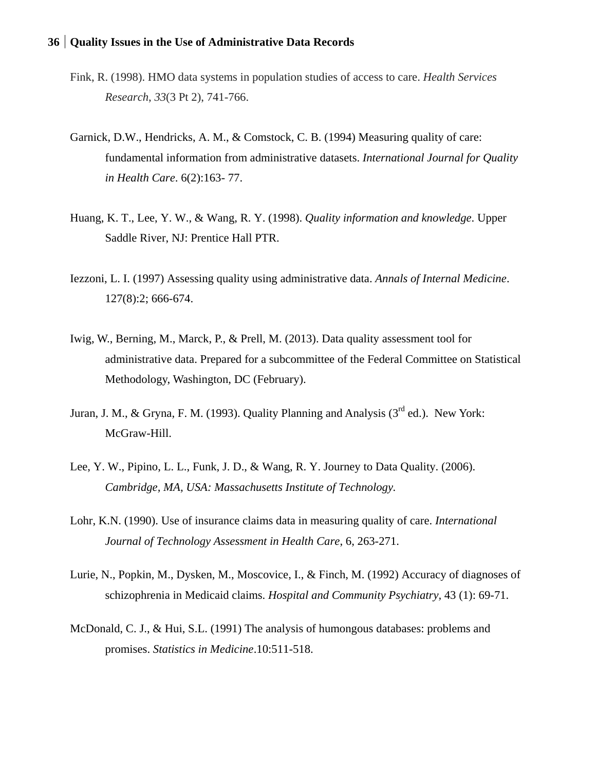Fink, R. (1998). HMO data systems in population studies of access to care. *Health Services Research*, *33*(3 Pt 2), 741-766.

Garnick, D.W., Hendricks, A. M., & Comstock, C. B. (1994) Measuring quality of care: fundamental information from administrative datasets. *International Journal for Quality in Health Care*. 6(2):163- 77.

Huang, K. T., Lee, Y. W., & Wang, R. Y. (1998). *Quality information and knowledge*. Upper Saddle River, NJ: Prentice Hall PTR.

Iezzoni, L. I. (1997) Assessing quality using administrative data. *Annals of Internal Medicine*. 127(8):2; 666-674.

Iwig, W., Berning, M., Marck, P., & Prell, M. (2013). Data quality assessment tool for administrative data. Prepared for a subcommittee of the Federal Committee on Statistical Methodology, Washington, DC (February).

Juran, J. M., & Gryna, F. M. (1993). Quality Planning and Analysis (3rd ed.). New York: McGraw-Hill.

Lee, Y. W., Pipino, L. L., Funk, J. D., & Wang, R. Y. Journey to Data Quality. (2006). *Cambridge, MA, USA: Massachusetts Institute of Technology.*

Lohr, K.N. (1990). Use of insurance claims data in measuring quality of care. *International Journal of Technology Assessment in Health Care*, 6, 263-271.

Lurie, N., Popkin, M., Dysken, M., Moscovice, I., & Finch, M. (1992) Accuracy of diagnoses of schizophrenia in Medicaid claims. *Hospital and Community Psychiatry*, 43 (1): 69-71.

McDonald, C. J., & Hui, S.L. (1991) The analysis of humongous databases: problems and promises. *Statistics in Medicine*.10:511-518.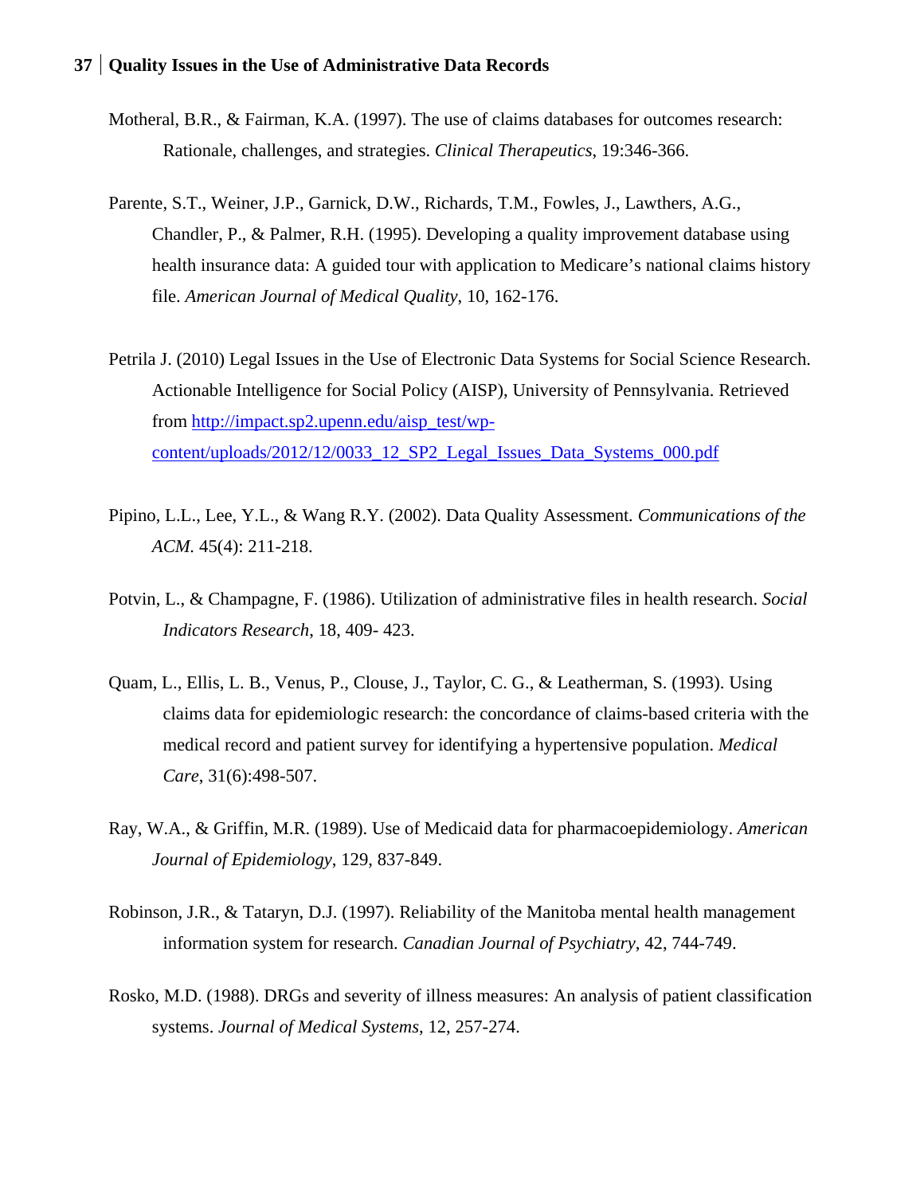Motheral, B.R., & Fairman, K.A. (1997). The use of claims databases for outcomes research: Rationale, challenges, and strategies. *Clinical Therapeutics*, 19:346-366.

Parente, S.T., Weiner, J.P., Garnick, D.W., Richards, T.M., Fowles, J., Lawthers, A.G., Chandler, P., & Palmer, R.H. (1995). Developing a quality improvement database using health insurance data: A guided tour with application to Medicare's national claims history file. *American Journal of Medical Quality*, 10, 162-176.

Petrila J. (2010) Legal Issues in the Use of Electronic Data Systems for Social Science Research. Actionable Intelligence for Social Policy (AISP), University of Pennsylvania. Retrieved from [http://impact.sp2.upenn.edu/aisp_test/wp-content/uploads/2012/12/0033_12_SP2_Legal_Issues_Data_Systems_000.pdf](http://impact.sp2.upenn.edu/aisp_test/wp-content/uploads/2012/12/0033_12_SP2_Legal_Issues_Data_Systems_000.pdf)

Pipino, L.L., Lee, Y.L., & Wang R.Y. (2002). Data Quality Assessment. *Communications of the ACM*. 45(4): 211-218.

Potvin, L., & Champagne, F. (1986). Utilization of administrative files in health research. *Social Indicators Research*, 18, 409- 423.

Quam, L., Ellis, L. B., Venus, P., Clouse, J., Taylor, C. G., & Leatherman, S. (1993). Using claims data for epidemiologic research: the concordance of claims-based criteria with the medical record and patient survey for identifying a hypertensive population. *Medical Care*, 31(6):498-507.

Ray, W.A., & Griffin, M.R. (1989). Use of Medicaid data for pharmacoepidemiology. *American Journal of Epidemiology*, 129, 837-849.

Robinson, J.R., & Tataryn, D.J. (1997). Reliability of the Manitoba mental health management information system for research. *Canadian Journal of Psychiatry*, 42, 744-749.

Rosko, M.D. (1988). DRGs and severity of illness measures: An analysis of patient classification systems. *Journal of Medical Systems*, 12, 257-274.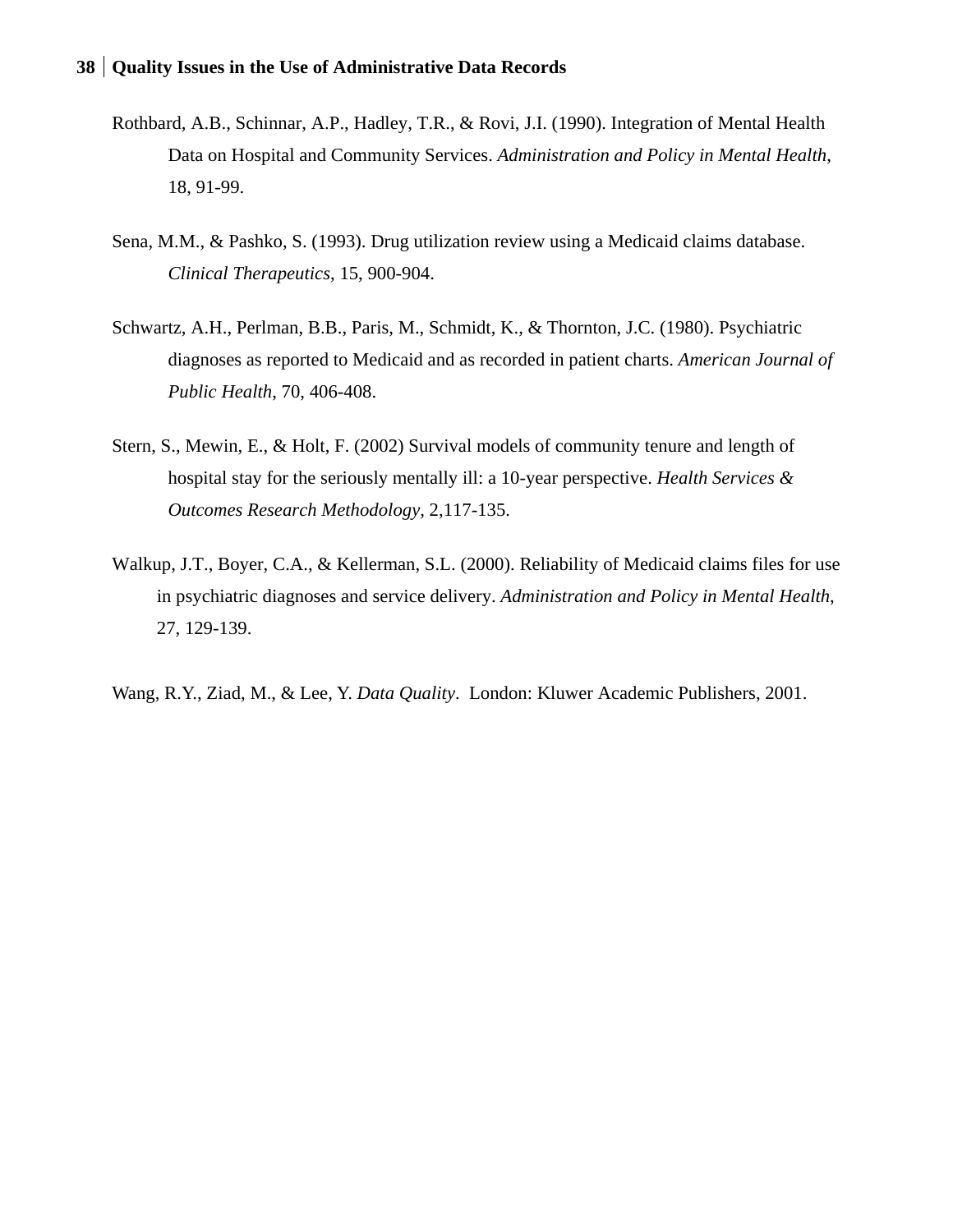Rothbard, A.B., Schinnar, A.P., Hadley, T.R., & Rovi, J.I. (1990). Integration of Mental Health Data on Hospital and Community Services. *Administration and Policy in Mental Health*, 18, 91-99.

Sena, M.M., & Pashko, S. (1993). Drug utilization review using a Medicaid claims database. *Clinical Therapeutics*, 15, 900-904.

Schwartz, A.H., Perlman, B.B., Paris, M., Schmidt, K., & Thornton, J.C. (1980). Psychiatric diagnoses as reported to Medicaid and as recorded in patient charts. *American Journal of Public Health*, 70, 406-408.

Stern, S., Mewin, E., & Holt, F. (2002) Survival models of community tenure and length of hospital stay for the seriously mentally ill: a 10-year perspective. *Health Services & Outcomes Research Methodology*, 2,117-135.

Walkup, J.T., Boyer, C.A., & Kellerman, S.L. (2000). Reliability of Medicaid claims files for use in psychiatric diagnoses and service delivery. *Administration and Policy in Mental Health*, 27, 129-139.

Wang, R.Y., Ziad, M., & Lee, Y. *Data Quality*. London: Kluwer Academic Publishers, 2001.